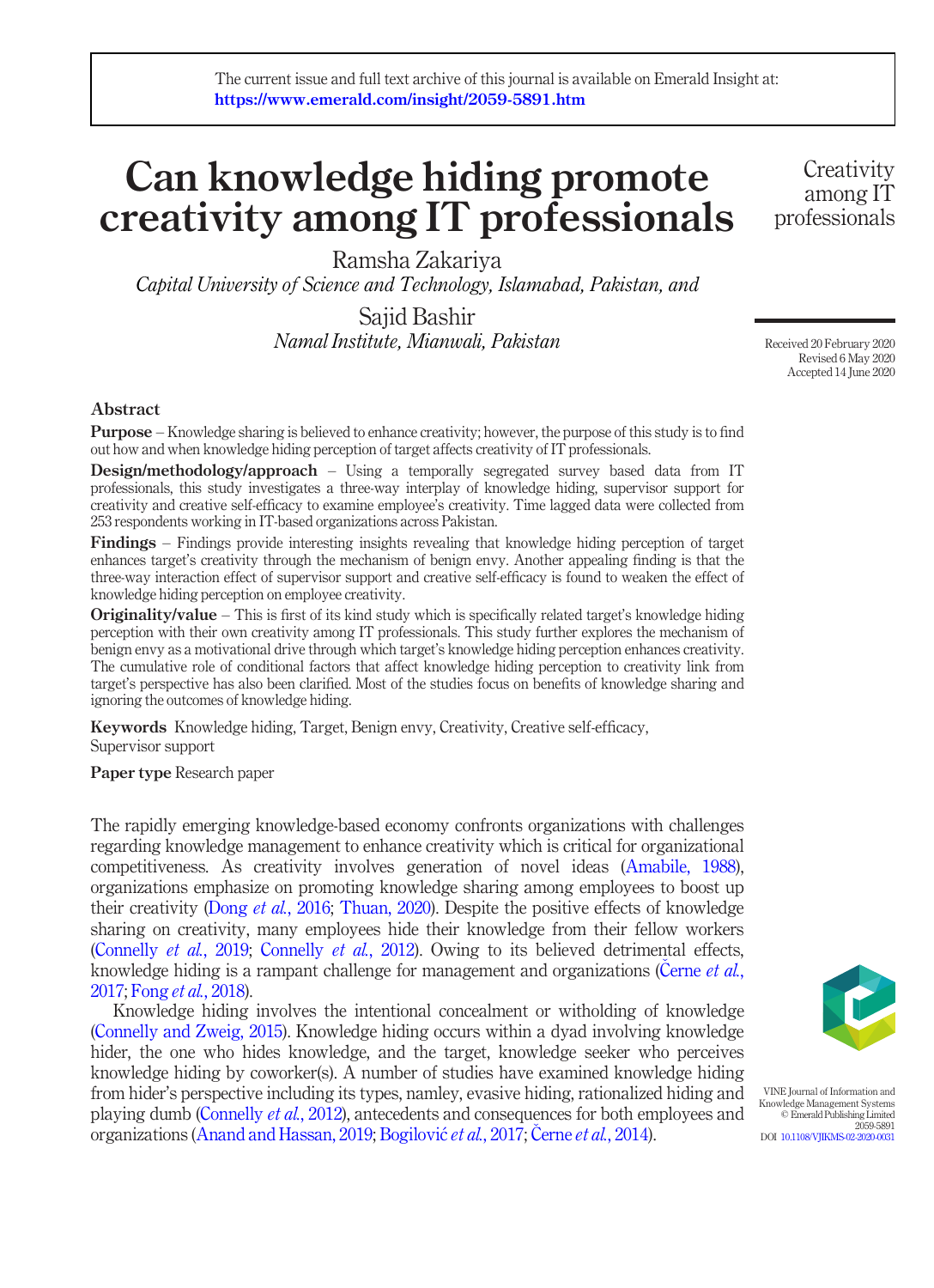# Can knowledge hiding promote creativity among IT professionals

Ramsha Zakariya
*Capital University of Science and Technology, Islamabad, Pakistan, and*

Sajid Bashir
*Namal Institute, Mianwali, Pakistan*

Received 20 February 2020
Revised 6 May 2020
Accepted 14 June 2020

## Abstract

**Purpose** – Knowledge sharing is believed to enhance creativity; however, the purpose of this study is to find out how and when knowledge hiding perception of target affects creativity of IT professionals.

**Design/methodology/approach** – Using a temporally segregated survey based data from IT professionals, this study investigates a three-way interplay of knowledge hiding, supervisor support for creativity and creative self-efficacy to examine employee's creativity. Time lagged data were collected from 253 respondents working in IT-based organizations across Pakistan.

**Findings** – Findings provide interesting insights revealing that knowledge hiding perception of target enhances target's creativity through the mechanism of benign envy. Another appealing finding is that the three-way interaction effect of supervisor support and creative self-efficacy is found to weaken the effect of knowledge hiding perception on employee creativity.

**Originality/value** – This is first of its kind study which is specifically related target's knowledge hiding perception with their own creativity among IT professionals. This study further explores the mechanism of benign envy as a motivational drive through which target's knowledge hiding perception enhances creativity. The cumulative role of conditional factors that affect knowledge hiding perception to creativity link from target's perspective has also been clarified. Most of the studies focus on benefits of knowledge sharing and ignoring the outcomes of knowledge hiding.

**Keywords** Knowledge hiding, Target, Benign envy, Creativity, Creative self-efficacy, Supervisor support

**Paper type** Research paper

The rapidly emerging knowledge-based economy confronts organizations with challenges regarding knowledge management to enhance creativity which is critical for organizational competitiveness. As creativity involves generation of novel ideas (Amabile, 1988), organizations emphasize on promoting knowledge sharing among employees to boost up their creativity (Dong *et al.*, 2016; Thuan, 2020). Despite the positive effects of knowledge sharing on creativity, many employees hide their knowledge from their fellow workers (Connelly *et al.*, 2019; Connelly *et al.*, 2012). Owing to its believed detrimental effects, knowledge hiding is a rampant challenge for management and organizations (Černe *et al.*, 2017; Fong *et al.*, 2018).

Knowledge hiding involves the intentional concealment or witholding of knowledge (Connelly and Zweig, 2015). Knowledge hiding occurs within a dyad involving knowledge hider, the one who hides knowledge, and the target, knowledge seeker who perceives knowledge hiding by coworker(s). A number of studies have examined knowledge hiding from hider's perspective including its types, namley, evasive hiding, rationalized hiding and playing dumb (Connelly *et al.*, 2012), antecedents and consequences for both employees and organizations (Anand and Hassan, 2019; Bogilović *et al.*, 2017; Černe *et al.*, 2014).

VINE Journal of Information and Knowledge Management Systems
© Emerald Publishing Limited
2059-5891
DOI 10.1108/VJIKMS-02-2020-0031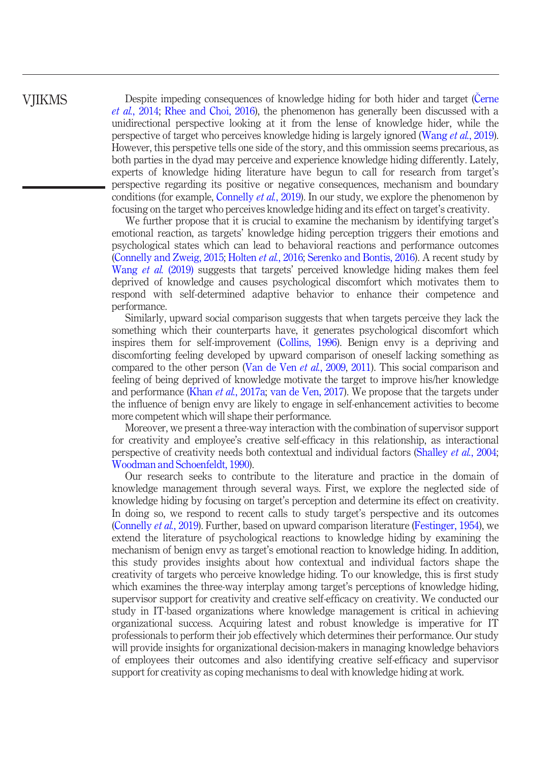Despite impeding consequences of knowledge hiding for both hider and target (Černe *et al.*, 2014; Rhee and Choi, 2016), the phenomenon has generally been discussed with a unidirectional perspective looking at it from the lense of knowledge hider, while the perspective of target who perceives knowledge hiding is largely ignored (Wang *et al.*, 2019). However, this perspective tells one side of the story, and this ommission seems precarious, as both parties in the dyad may perceive and experience knowledge hiding differently. Lately, experts of knowledge hiding literature have begun to call for research from target's perspective regarding its positive or negative consequences, mechanism and boundary conditions (for example, Connelly *et al.*, 2019). In our study, we explore the phenomenon by focusing on the target who perceives knowledge hiding and its effect on target's creativity.

We further propose that it is crucial to examine the mechanism by identifying target's emotional reaction, as targets' knowledge hiding perception triggers their emotions and psychological states which can lead to behavioral reactions and performance outcomes (Connelly and Zweig, 2015; Holten *et al.*, 2016; Serenko and Bontis, 2016). A recent study by Wang *et al.* (2019) suggests that targets' perceived knowledge hiding makes them feel deprived of knowledge and causes psychological discomfort which motivates them to respond with self-determined adaptive behavior to enhance their competence and performance.

Similarly, upward social comparison suggests that when targets perceive they lack the something which their counterparts have, it generates psychological discomfort which inspires them for self-improvement (Collins, 1996). Benign envy is a depriving and discomforting feeling developed by upward comparison of oneself lacking something as compared to the other person (Van de Ven *et al.*, 2009, 2011). This social comparison and feeling of being deprived of knowledge motivate the target to improve his/her knowledge and performance (Khan *et al.*, 2017a; van de Ven, 2017). We propose that the targets under the influence of benign envy are likely to engage in self-enhancement activities to become more competent which will shape their performance.

Moreover, we present a three-way interaction with the combination of supervisor support for creativity and employee's creative self-efficacy in this relationship, as interactional perspective of creativity needs both contextual and individual factors (Shalley *et al.*, 2004; Woodman and Schoenfeldt, 1990).

Our research seeks to contribute to the literature and practice in the domain of knowledge management through several ways. First, we explore the neglected side of knowledge hiding by focusing on target's perception and determine its effect on creativity. In doing so, we respond to recent calls to study target's perspective and its outcomes (Connelly *et al.*, 2019). Further, based on upward comparison literature (Festinger, 1954), we extend the literature of psychological reactions to knowledge hiding by examining the mechanism of benign envy as target's emotional reaction to knowledge hiding. In addition, this study provides insights about how contextual and individual factors shape the creativity of targets who perceive knowledge hiding. To our knowledge, this is first study which examines the three-way interplay among target's perceptions of knowledge hiding, supervisor support for creativity and creative self-efficacy on creativity. We conducted our study in IT-based organizations where knowledge management is critical in achieving organizational success. Acquiring latest and robust knowledge is imperative for IT professionals to perform their job effectively which determines their performance. Our study will provide insights for organizational decision-makers in managing knowledge behaviors of employees their outcomes and also identifying creative self-efficacy and supervisor support for creativity as coping mechanisms to deal with knowledge hiding at work.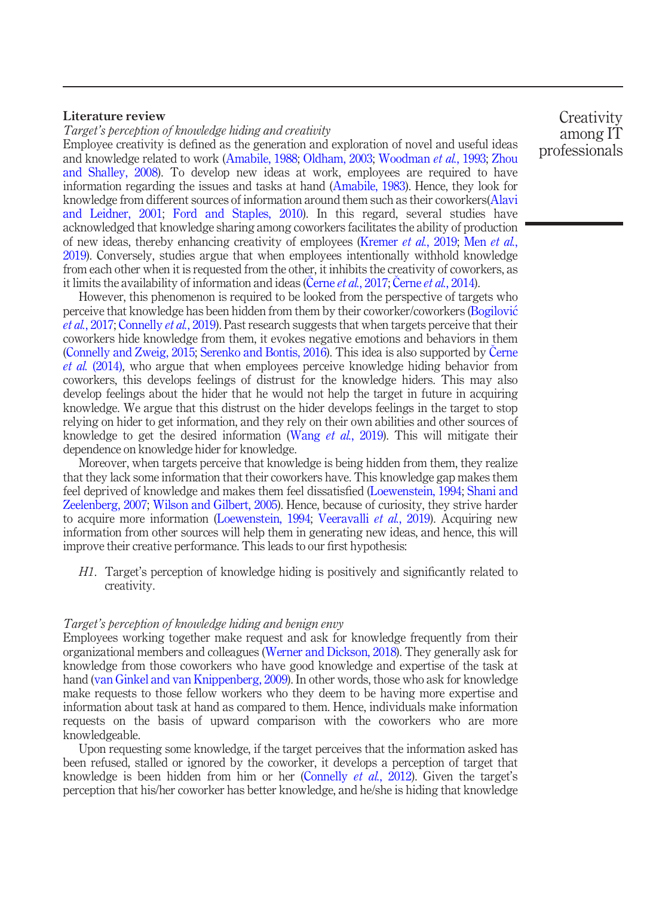## Literature review

### *Target's perception of knowledge hiding and creativity*

Employee creativity is defined as the generation and exploration of novel and useful ideas and knowledge related to work (Amabile, 1988; Oldham, 2003; Woodman *et al.*, 1993; Zhou and Shalley, 2008). To develop new ideas at work, employees are required to have information regarding the issues and tasks at hand (Amabile, 1983). Hence, they look for knowledge from different sources of information around them such as their coworkers(Alavi and Leidner, 2001; Ford and Staples, 2010). In this regard, several studies have acknowledged that knowledge sharing among coworkers facilitates the ability of production of new ideas, thereby enhancing creativity of employees (Kremer *et al.*, 2019; Men *et al.*, 2019). Conversely, studies argue that when employees intentionally withhold knowledge from each other when it is requested from the other, it inhibits the creativity of coworkers, as it limits the availability of information and ideas (Černe *et al.*, 2017; Černe *et al.*, 2014).

However, this phenomenon is required to be looked from the perspective of targets who perceive that knowledge has been hidden from them by their coworker/coworkers (Bogilović *et al.*, 2017; Connelly *et al.*, 2019). Past research suggests that when targets perceive that their coworkers hide knowledge from them, it evokes negative emotions and behaviors in them (Connelly and Zweig, 2015; Serenko and Bontis, 2016). This idea is also supported by Černe *et al.* (2014), who argue that when employees perceive knowledge hiding behavior from coworkers, this develops feelings of distrust for the knowledge hiders. This may also develop feelings about the hider that he would not help the target in future in acquiring knowledge. We argue that this distrust on the hider develops feelings in the target to stop relying on hider to get information, and they rely on their own abilities and other sources of knowledge to get the desired information (Wang *et al.*, 2019). This will mitigate their dependence on knowledge hider for knowledge.

Moreover, when targets perceive that knowledge is being hidden from them, they realize that they lack some information that their coworkers have. This knowledge gap makes them feel deprived of knowledge and makes them feel dissatisfied (Loewenstein, 1994; Shani and Zeelenberg, 2007; Wilson and Gilbert, 2005). Hence, because of curiosity, they strive harder to acquire more information (Loewenstein, 1994; Veeravalli *et al.*, 2019). Acquiring new information from other sources will help them in generating new ideas, and hence, this will improve their creative performance. This leads to our first hypothesis:

*H1*. Target's perception of knowledge hiding is positively and significantly related to creativity.

### *Target's perception of knowledge hiding and benign envy*

Employees working together make request and ask for knowledge frequently from their organizational members and colleagues (Werner and Dickson, 2018). They generally ask for knowledge from those coworkers who have good knowledge and expertise of the task at hand (van Ginkel and van Knippenberg, 2009). In other words, those who ask for knowledge make requests to those fellow workers who they deem to be having more expertise and information about task at hand as compared to them. Hence, individuals make information requests on the basis of upward comparison with the coworkers who are more knowledgeable.

Upon requesting some knowledge, if the target perceives that the information asked has been refused, stalled or ignored by the coworker, it develops a perception of target that knowledge is been hidden from him or her (Connelly *et al.*, 2012). Given the target's perception that his/her coworker has better knowledge, and he/she is hiding that knowledge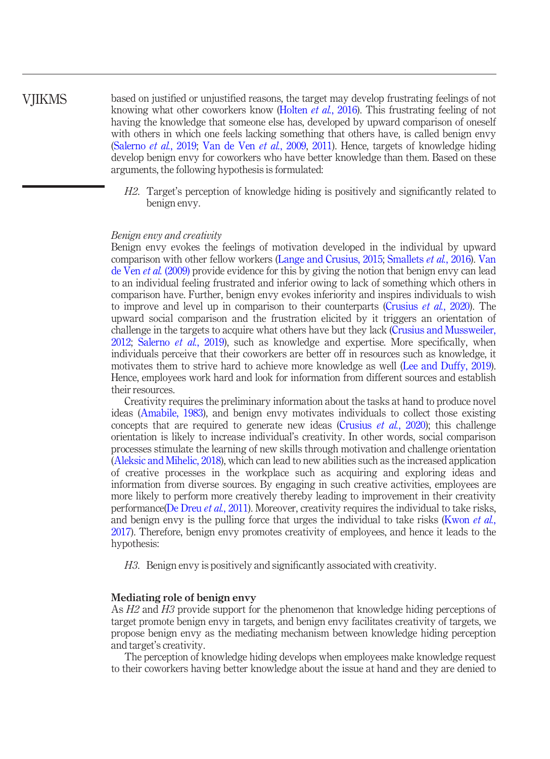based on justified or unjustified reasons, the target may develop frustrating feelings of not knowing what other coworkers know (Holten *et al.*, 2016). This frustrating feeling of not having the knowledge that someone else has, developed by upward comparison of oneself with others in which one feels lacking something that others have, is called benign envy (Salerno *et al.*, 2019; Van de Ven *et al.*, 2009, 2011). Hence, targets of knowledge hiding develop benign envy for coworkers who have better knowledge than them. Based on these arguments, the following hypothesis is formulated:

*H2*. Target's perception of knowledge hiding is positively and significantly related to benign envy.

*Benign envy and creativity*

Benign envy evokes the feelings of motivation developed in the individual by upward comparison with other fellow workers (Lange and Crusius, 2015; Smallets *et al.*, 2016). Van de Ven *et al.* (2009) provide evidence for this by giving the notion that benign envy can lead to an individual feeling frustrated and inferior owing to lack of something which others in comparison have. Further, benign envy evokes inferiority and inspires individuals to wish to improve and level up in comparison to their counterparts (Crusius *et al.*, 2020). The upward social comparison and the frustration elicited by it triggers an orientation of challenge in the targets to acquire what others have but they lack (Crusius and Mussweiler, 2012; Salerno *et al.*, 2019), such as knowledge and expertise. More specifically, when individuals perceive that their coworkers are better off in resources such as knowledge, it motivates them to strive hard to achieve more knowledge as well (Lee and Duffy, 2019). Hence, employees work hard and look for information from different sources and establish their resources.

Creativity requires the preliminary information about the tasks at hand to produce novel ideas (Amabile, 1983), and benign envy motivates individuals to collect those existing concepts that are required to generate new ideas (Crusius *et al.*, 2020); this challenge orientation is likely to increase individual's creativity. In other words, social comparison processes stimulate the learning of new skills through motivation and challenge orientation (Aleksic and Mihelic, 2018), which can lead to new abilities such as the increased application of creative processes in the workplace such as acquiring and exploring ideas and information from diverse sources. By engaging in such creative activities, employees are more likely to perform more creatively thereby leading to improvement in their creativity performance(De Dreu *et al.*, 2011). Moreover, creativity requires the individual to take risks, and benign envy is the pulling force that urges the individual to take risks (Kwon *et al.*, 2017). Therefore, benign envy promotes creativity of employees, and hence it leads to the hypothesis:

*H3*. Benign envy is positively and significantly associated with creativity.

**Mediating role of benign envy**

As *H2* and *H3* provide support for the phenomenon that knowledge hiding perceptions of target promote benign envy in targets, and benign envy facilitates creativity of targets, we propose benign envy as the mediating mechanism between knowledge hiding perception and target's creativity.

The perception of knowledge hiding develops when employees make knowledge request to their coworkers having better knowledge about the issue at hand and they are denied to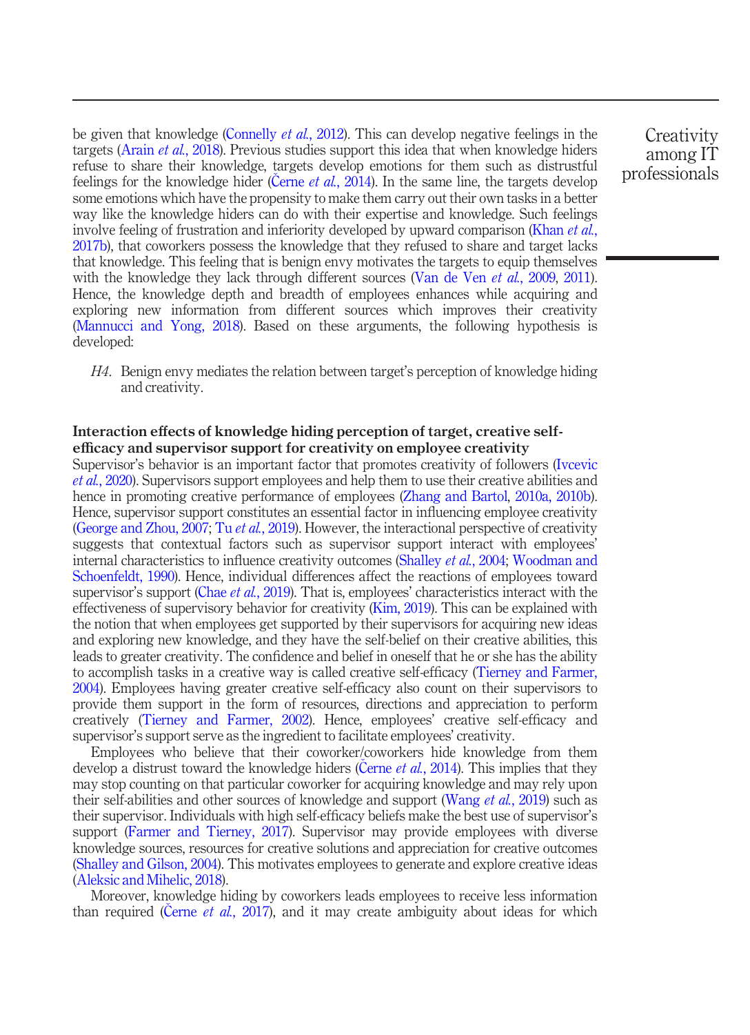be given that knowledge (Connelly *et al.*, 2012). This can develop negative feelings in the targets (Arain *et al.*, 2018). Previous studies support this idea that when knowledge hiders refuse to share their knowledge, targets develop emotions for them such as distrustful feelings for the knowledge hider (Černe *et al.*, 2014). In the same line, the targets develop some emotions which have the propensity to make them carry out their own tasks in a better way like the knowledge hiders can do with their expertise and knowledge. Such feelings involve feeling of frustration and inferiority developed by upward comparison (Khan *et al.*, 2017b), that coworkers possess the knowledge that they refused to share and target lacks that knowledge. This feeling that is benign envy motivates the targets to equip themselves with the knowledge they lack through different sources (Van de Ven *et al.*, 2009, 2011). Hence, the knowledge depth and breadth of employees enhances while acquiring and exploring new information from different sources which improves their creativity (Mannucci and Yong, 2018). Based on these arguments, the following hypothesis is developed:

*H4*. Benign envy mediates the relation between target's perception of knowledge hiding and creativity.

### Interaction effects of knowledge hiding perception of target, creative self-efficacy and supervisor support for creativity on employee creativity

Supervisor's behavior is an important factor that promotes creativity of followers (Ivcevic *et al.*, 2020). Supervisors support employees and help them to use their creative abilities and hence in promoting creative performance of employees (Zhang and Bartol, 2010a, 2010b). Hence, supervisor support constitutes an essential factor in influencing employee creativity (George and Zhou, 2007; Tu *et al.*, 2019). However, the interactional perspective of creativity suggests that contextual factors such as supervisor support interact with employees' internal characteristics to influence creativity outcomes (Shalley *et al.*, 2004; Woodman and Schoenfeldt, 1990). Hence, individual differences affect the reactions of employees toward supervisor's support (Chae *et al.*, 2019). That is, employees' characteristics interact with the effectiveness of supervisory behavior for creativity (Kim, 2019). This can be explained with the notion that when employees get supported by their supervisors for acquiring new ideas and exploring new knowledge, and they have the self-belief on their creative abilities, this leads to greater creativity. The confidence and belief in oneself that he or she has the ability to accomplish tasks in a creative way is called creative self-efficacy (Tierney and Farmer, 2004). Employees having greater creative self-efficacy also count on their supervisors to provide them support in the form of resources, directions and appreciation to perform creatively (Tierney and Farmer, 2002). Hence, employees' creative self-efficacy and supervisor's support serve as the ingredient to facilitate employees' creativity.

Employees who believe that their coworker/coworkers hide knowledge from them develop a distrust toward the knowledge hiders (Černe *et al.*, 2014). This implies that they may stop counting on that particular coworker for acquiring knowledge and may rely upon their self-abilities and other sources of knowledge and support (Wang *et al.*, 2019) such as their supervisor. Individuals with high self-efficacy beliefs make the best use of supervisor's support (Farmer and Tierney, 2017). Supervisor may provide employees with diverse knowledge sources, resources for creative solutions and appreciation for creative outcomes (Shalley and Gilson, 2004). This motivates employees to generate and explore creative ideas (Aleksic and Mihelic, 2018).

Moreover, knowledge hiding by coworkers leads employees to receive less information than required (Černe *et al.*, 2017), and it may create ambiguity about ideas for which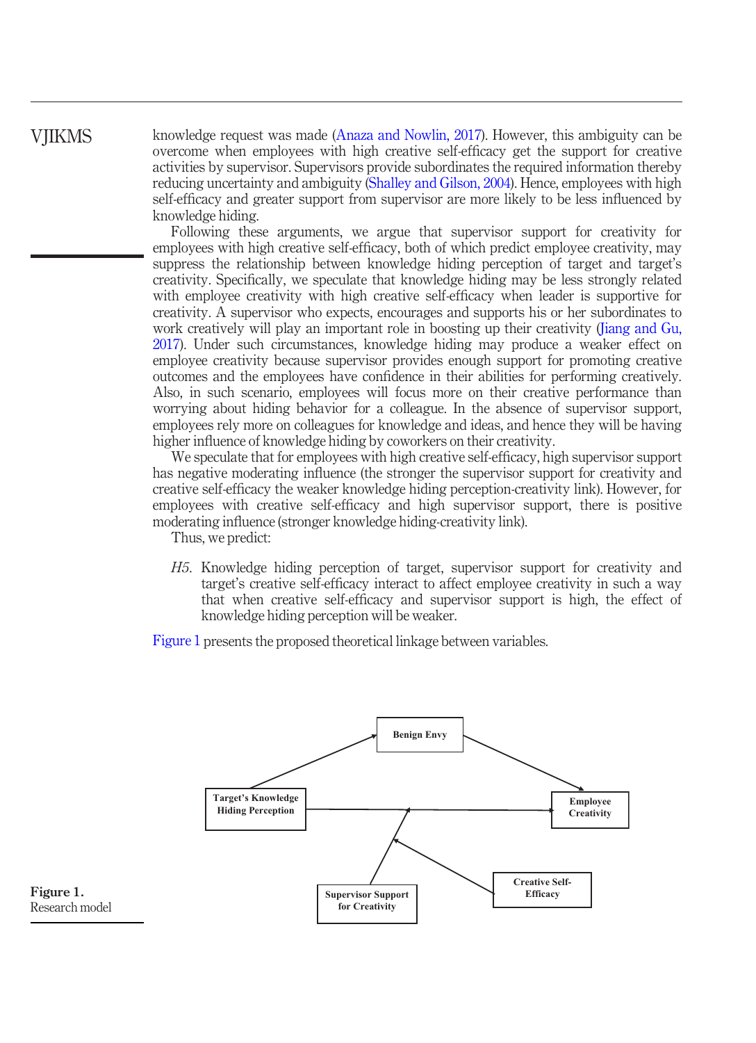knowledge request was made (Anaza and Nowlin, 2017). However, this ambiguity can be overcome when employees with high creative self-efficacy get the support for creative activities by supervisor. Supervisors provide subordinates the required information thereby reducing uncertainty and ambiguity (Shalley and Gilson, 2004). Hence, employees with high self-efficacy and greater support from supervisor are more likely to be less influenced by knowledge hiding.

Following these arguments, we argue that supervisor support for creativity for employees with high creative self-efficacy, both of which predict employee creativity, may suppress the relationship between knowledge hiding perception of target and target's creativity. Specifically, we speculate that knowledge hiding may be less strongly related with employee creativity with high creative self-efficacy when leader is supportive for creativity. A supervisor who expects, encourages and supports his or her subordinates to work creatively will play an important role in boosting up their creativity (Jiang and Gu, 2017). Under such circumstances, knowledge hiding may produce a weaker effect on employee creativity because supervisor provides enough support for promoting creative outcomes and the employees have confidence in their abilities for performing creatively. Also, in such scenario, employees will focus more on their creative performance than worrying about hiding behavior for a colleague. In the absence of supervisor support, employees rely more on colleagues for knowledge and ideas, and hence they will be having higher influence of knowledge hiding by coworkers on their creativity.

We speculate that for employees with high creative self-efficacy, high supervisor support has negative moderating influence (the stronger the supervisor support for creativity and creative self-efficacy the weaker knowledge hiding perception-creativity link). However, for employees with creative self-efficacy and high supervisor support, there is positive moderating influence (stronger knowledge hiding-creativity link).

Thus, we predict:

*H5.* Knowledge hiding perception of target, supervisor support for creativity and target's creative self-efficacy interact to affect employee creativity in such a way that when creative self-efficacy and supervisor support is high, the effect of knowledge hiding perception will be weaker.

Figure 1 presents the proposed theoretical linkage between variables.

**Figure 1.** Research model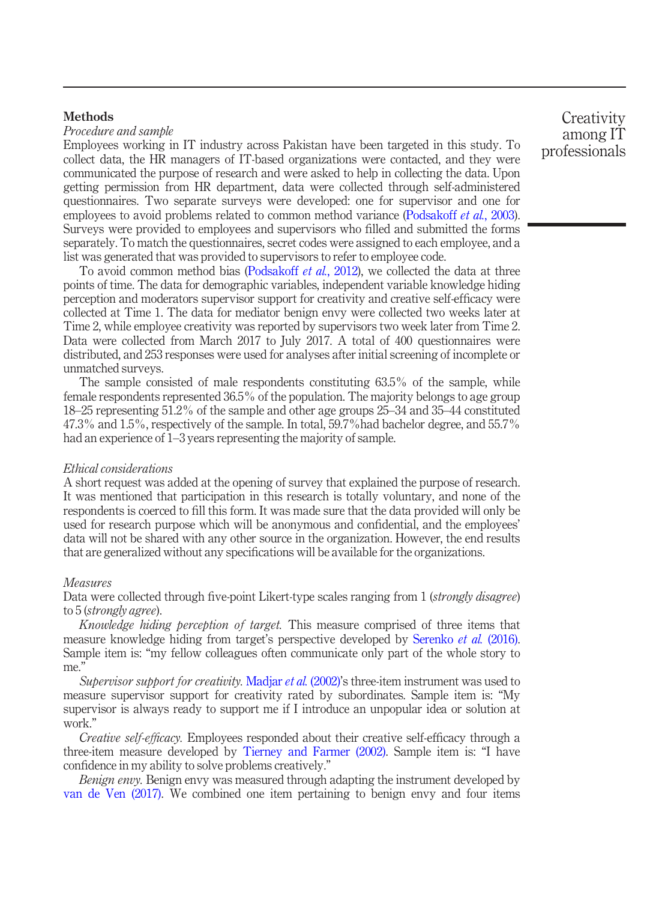## Methods

### Procedure and sample

Employees working in IT industry across Pakistan have been targeted in this study. To collect data, the HR managers of IT-based organizations were contacted, and they were communicated the purpose of research and were asked to help in collecting the data. Upon getting permission from HR department, data were collected through self-administered questionnaires. Two separate surveys were developed: one for supervisor and one for employees to avoid problems related to common method variance (Podsakoff *et al.*, 2003). Surveys were provided to employees and supervisors who filled and submitted the forms separately. To match the questionnaires, secret codes were assigned to each employee, and a list was generated that was provided to supervisors to refer to employee code.

To avoid common method bias (Podsakoff *et al.*, 2012), we collected the data at three points of time. The data for demographic variables, independent variable knowledge hiding perception and moderators supervisor support for creativity and creative self-efficacy were collected at Time 1. The data for mediator benign envy were collected two weeks later at Time 2, while employee creativity was reported by supervisors two week later from Time 2. Data were collected from March 2017 to July 2017. A total of 400 questionnaires were distributed, and 253 responses were used for analyses after initial screening of incomplete or unmatched surveys.

The sample consisted of male respondents constituting 63.5% of the sample, while female respondents represented 36.5% of the population. The majority belongs to age group 18–25 representing 51.2% of the sample and other age groups 25–34 and 35–44 constituted 47.3% and 1.5%, respectively of the sample. In total, 59.7%had bachelor degree, and 55.7% had an experience of 1–3 years representing the majority of sample.

### Ethical considerations

A short request was added at the opening of survey that explained the purpose of research. It was mentioned that participation in this research is totally voluntary, and none of the respondents is coerced to fill this form. It was made sure that the data provided will only be used for research purpose which will be anonymous and confidential, and the employees' data will not be shared with any other source in the organization. However, the end results that are generalized without any specifications will be available for the organizations.

### Measures

Data were collected through five-point Likert-type scales ranging from 1 (*strongly disagree*) to 5 (*strongly agree*).

*Knowledge hiding perception of target.* This measure comprised of three items that measure knowledge hiding from target's perspective developed by Serenko *et al.* (2016). Sample item is: "my fellow colleagues often communicate only part of the whole story to me."

*Supervisor support for creativity.* Madjar *et al.* (2002)'s three-item instrument was used to measure supervisor support for creativity rated by subordinates. Sample item is: "My supervisor is always ready to support me if I introduce an unpopular idea or solution at work."

*Creative self-efficacy.* Employees responded about their creative self-efficacy through a three-item measure developed by Tierney and Farmer (2002). Sample item is: "I have confidence in my ability to solve problems creatively."

*Benign envy.* Benign envy was measured through adapting the instrument developed by van de Ven (2017). We combined one item pertaining to benign envy and four items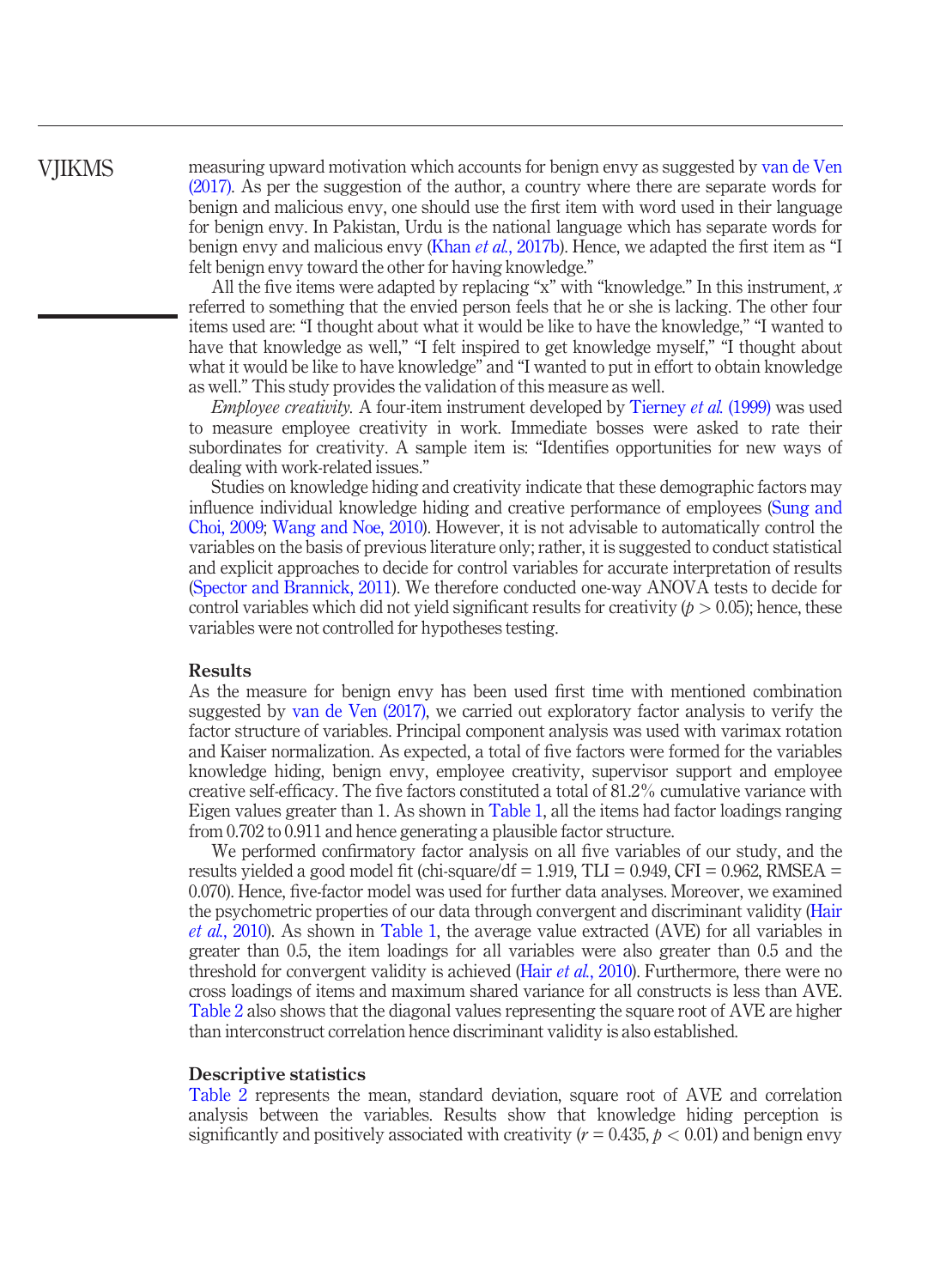measuring upward motivation which accounts for benign envy as suggested by van de Ven (2017). As per the suggestion of the author, a country where there are separate words for benign and malicious envy, one should use the first item with word used in their language for benign envy. In Pakistan, Urdu is the national language which has separate words for benign envy and malicious envy (Khan *et al.*, 2017b). Hence, we adapted the first item as "I felt benign envy toward the other for having knowledge."

All the five items were adapted by replacing "x" with "knowledge." In this instrument, *x* referred to something that the envied person feels that he or she is lacking. The other four items used are: "I thought about what it would be like to have the knowledge," "I wanted to have that knowledge as well," "I felt inspired to get knowledge myself," "I thought about what it would be like to have knowledge" and "I wanted to put in effort to obtain knowledge as well." This study provides the validation of this measure as well.

*Employee creativity.* A four-item instrument developed by Tierney *et al.* (1999) was used to measure employee creativity in work. Immediate bosses were asked to rate their subordinates for creativity. A sample item is: "Identifies opportunities for new ways of dealing with work-related issues."

Studies on knowledge hiding and creativity indicate that these demographic factors may influence individual knowledge hiding and creative performance of employees (Sung and Choi, 2009; Wang and Noe, 2010). However, it is not advisable to automatically control the variables on the basis of previous literature only; rather, it is suggested to conduct statistical and explicit approaches to decide for control variables for accurate interpretation of results (Spector and Brannick, 2011). We therefore conducted one-way ANOVA tests to decide for control variables which did not yield significant results for creativity ($p > 0.05$); hence, these variables were not controlled for hypotheses testing.

## Results

As the measure for benign envy has been used first time with mentioned combination suggested by van de Ven (2017), we carried out exploratory factor analysis to verify the factor structure of variables. Principal component analysis was used with varimax rotation and Kaiser normalization. As expected, a total of five factors were formed for the variables knowledge hiding, benign envy, employee creativity, supervisor support and employee creative self-efficacy. The five factors constituted a total of 81.2% cumulative variance with Eigen values greater than 1. As shown in Table 1, all the items had factor loadings ranging from 0.702 to 0.911 and hence generating a plausible factor structure.

We performed confirmatory factor analysis on all five variables of our study, and the results yielded a good model fit (chi-square/df = 1.919, TLI = 0.949, CFI = 0.962, RMSEA = 0.070). Hence, five-factor model was used for further data analyses. Moreover, we examined the psychometric properties of our data through convergent and discriminant validity (Hair *et al.*, 2010). As shown in Table 1, the average value extracted (AVE) for all variables in greater than 0.5, the item loadings for all variables were also greater than 0.5 and the threshold for convergent validity is achieved (Hair *et al.*, 2010). Furthermore, there were no cross loadings of items and maximum shared variance for all constructs is less than AVE. Table 2 also shows that the diagonal values representing the square root of AVE are higher than interconstruct correlation hence discriminant validity is also established.

## Descriptive statistics

Table 2 represents the mean, standard deviation, square root of AVE and correlation analysis between the variables. Results show that knowledge hiding perception is significantly and positively associated with creativity ($r = 0.435$, $p < 0.01$) and benign envy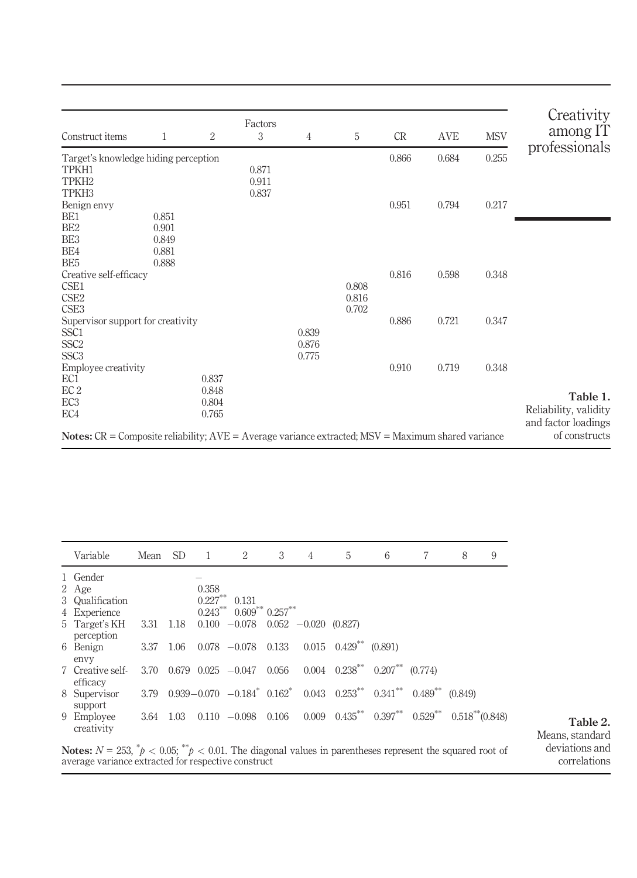| Construct items | Factors 1 | 2 | 3 | 4 | 5 | CR | AVE | MSV |
|---|---|---|---|---|---|---|---|---|
| Target's knowledge hiding perception | | | | | | 0.866 | 0.684 | 0.255 |
| TPKH1 | | | 0.871 | | | | | |
| TPKH2 | | | 0.911 | | | | | |
| TPKH3 | | | 0.837 | | | | | |
| Benign envy | | | | | | 0.951 | 0.794 | 0.217 |
| BE1 | 0.851 | | | | | | | |
| BE2 | 0.901 | | | | | | | |
| BE3 | 0.849 | | | | | | | |
| BE4 | 0.881 | | | | | | | |
| BE5 | 0.888 | | | | | | | |
| Creative self-efficacy | | | | | | 0.816 | 0.598 | 0.348 |
| CSE1 | | | | | 0.808 | | | |
| CSE2 | | | | | 0.816 | | | |
| CSE3 | | | | | 0.702 | | | |
| Supervisor support for creativity | | | | | | 0.886 | 0.721 | 0.347 |
| SSC1 | | | | 0.839 | | | | |
| SSC2 | | | | 0.876 | | | | |
| SSC3 | | | | 0.775 | | | | |
| Employee creativity | | | | | | 0.910 | 0.719 | 0.348 |
| EC1 | | 0.837 | | | | | | |
| EC 2 | | 0.848 | | | | | | |
| EC3 | | 0.804 | | | | | | |
| EC4 | | 0.765 | | | | | | |

**Notes:** CR = Composite reliability; AVE = Average variance extracted; MSV = Maximum shared variance

**Table 1.** Reliability, validity and factor loadings of constructs

| | Variable | Mean | SD | 1 | 2 | 3 | 4 | 5 | 6 | 7 | 8 | 9 |
|---|---|---|---|---|---|---|---|---|---|---|---|---|
| 1 | Gender | | | – | | | | | | | | |
| 2 | Age | | | 0.358 | | | | | | | | |
| 3 | Qualification | | | 0.227** | 0.131 | | | | | | | |
| 4 | Experience | | | 0.243** | 0.609** | 0.257** | | | | | | |
| 5 | Target's KH perception | 3.31 | 1.18 | 0.100 | −0.078 | 0.052 | −0.020 | (0.827) | | | | |
| 6 | Benign envy | 3.37 | 1.06 | 0.078 | −0.078 | 0.133 | 0.015 | 0.429** | (0.891) | | | |
| 7 | Creative self-efficacy | 3.70 | 0.679 | 0.025 | −0.047 | 0.056 | 0.004 | 0.238** | 0.207** | (0.774) | | |
| 8 | Supervisor support | 3.79 | 0.939 | −0.070 | −0.184* | 0.162* | 0.043 | 0.253** | 0.341** | 0.489** | (0.849) | |
| 9 | Employee creativity | 3.64 | 1.03 | 0.110 | −0.098 | 0.106 | 0.009 | 0.435** | 0.397** | 0.529** | 0.518** | (0.848) |

**Notes:** $N = 253$, $^{*}p < 0.05$; $^{**}p < 0.01$. The diagonal values in parentheses represent the squared root of average variance extracted for respective construct

**Table 2.** Means, standard deviations and correlations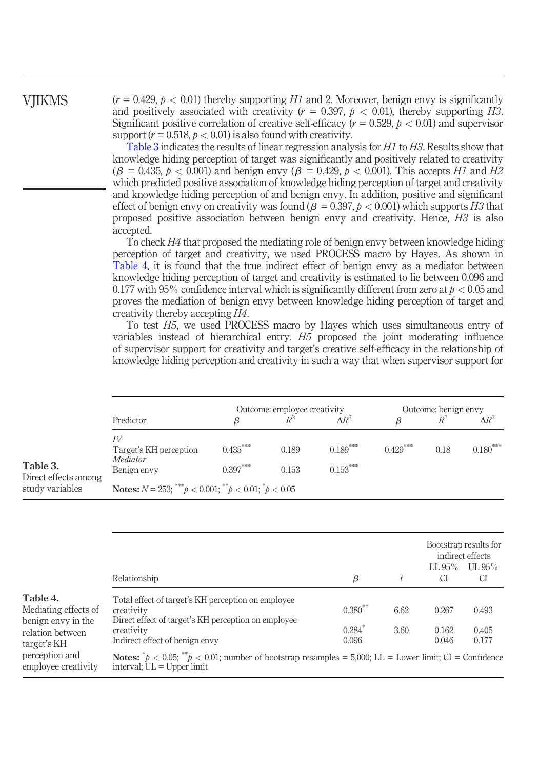($r = 0.429$, $p < 0.01$) thereby supporting *H1* and 2. Moreover, benign envy is significantly and positively associated with creativity ($r = 0.397$, $p < 0.01$), thereby supporting *H3*. Significant positive correlation of creative self-efficacy ($r = 0.529$, $p < 0.01$) and supervisor support ($r = 0.518$, $p < 0.01$) is also found with creativity.

Table 3 indicates the results of linear regression analysis for *H1* to *H3*. Results show that knowledge hiding perception of target was significantly and positively related to creativity ($\beta = 0.435$, $p < 0.001$) and benign envy ($\beta = 0.429$, $p < 0.001$). This accepts *H1* and *H2* which predicted positive association of knowledge hiding perception of target and creativity and knowledge hiding perception of and benign envy. In addition, positive and significant effect of benign envy on creativity was found ($\beta = 0.397$, $p < 0.001$) which supports *H3* that proposed positive association between benign envy and creativity. Hence, *H3* is also accepted.

To check *H4* that proposed the mediating role of benign envy between knowledge hiding perception of target and creativity, we used PROCESS macro by Hayes. As shown in Table 4, it is found that the true indirect effect of benign envy as a mediator between knowledge hiding perception of target and creativity is estimated to lie between 0.096 and 0.177 with 95% confidence interval which is significantly different from zero at $p < 0.05$ and proves the mediation of benign envy between knowledge hiding perception of target and creativity thereby accepting *H4*.

To test *H5*, we used PROCESS macro by Hayes which uses simultaneous entry of variables instead of hierarchical entry. *H5* proposed the joint moderating influence of supervisor support for creativity and target's creative self-efficacy in the relationship of knowledge hiding perception and creativity in such a way that when supervisor support for

**Table 3.** Direct effects among study variables

| Predictor | Outcome: employee creativity | | | Outcome: benign envy | | |
|---|---|---|---|---|---|---|
| | $\beta$ | $R^2$ | $\Delta R^2$ | $\beta$ | $R^2$ | $\Delta R^2$ |
| *IV* | | | | | | |
| Target's KH perception | 0.435*** | 0.189 | 0.189*** | 0.429*** | 0.18 | 0.180*** |
| *Mediator* | | | | | | |
| Benign envy | 0.397*** | 0.153 | 0.153*** | | | |

**Notes:** $N = 253$; ***$p < 0.001$; **$p < 0.01$; *$p < 0.05$

**Table 4.** Mediating effects of benign envy in the relation between target's KH perception and employee creativity

| Relationship | $\beta$ | $t$ | Bootstrap results for indirect effects LL 95% CI | UL 95% CI |
|---|---|---|---|---|
| Total effect of target's KH perception on employee creativity | 0.380** | 6.62 | 0.267 | 0.493 |
| Direct effect of target's KH perception on employee creativity | 0.284* | 3.60 | 0.162 | 0.405 |
| Indirect effect of benign envy | 0.096 | | 0.046 | 0.177 |

**Notes:** *$p < 0.05$; **$p < 0.01$; number of bootstrap resamples = 5,000; LL = Lower limit; CI = Confidence interval; UL = Upper limit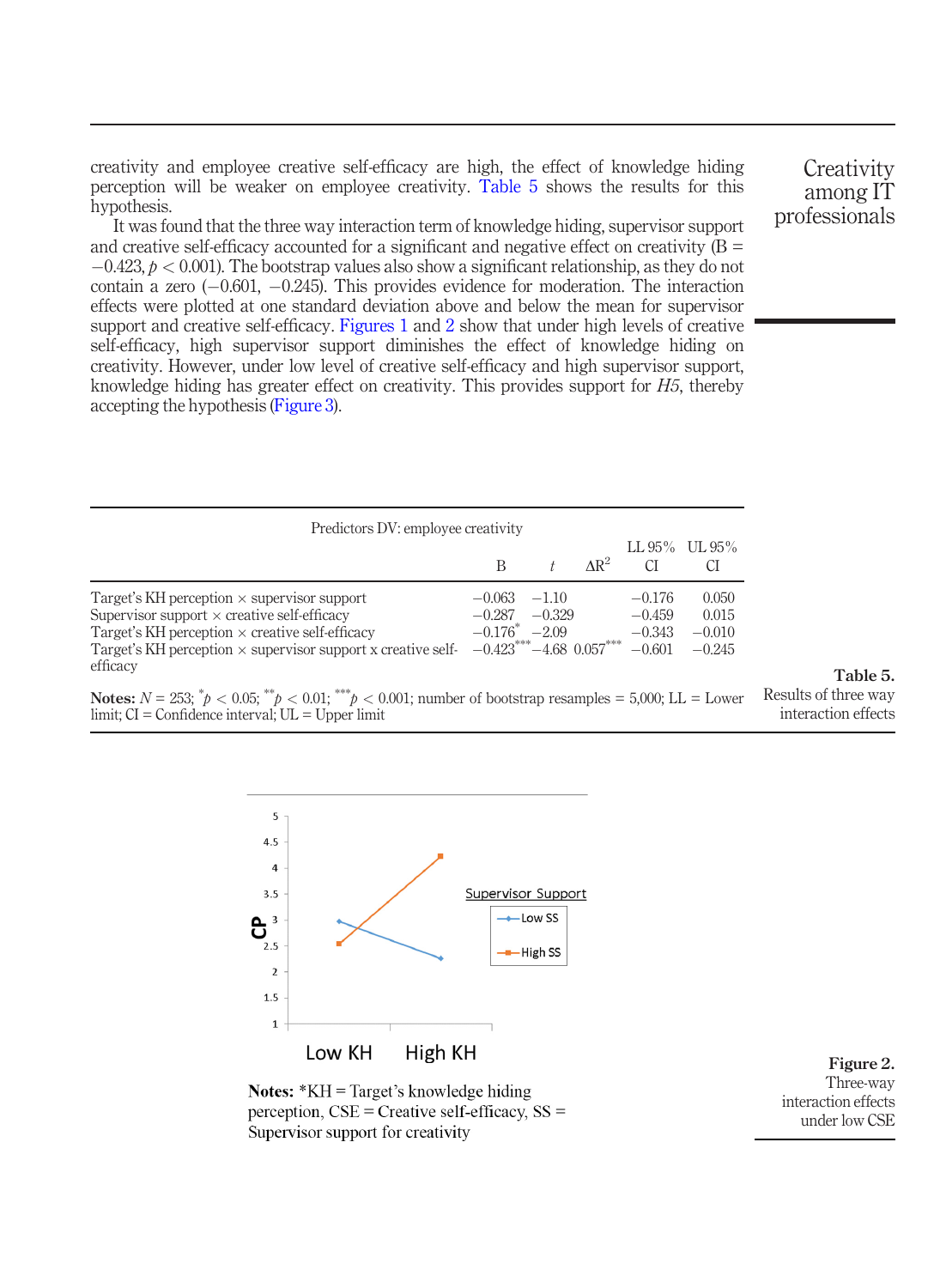creativity and employee creative self-efficacy are high, the effect of knowledge hiding perception will be weaker on employee creativity. Table 5 shows the results for this hypothesis.

It was found that the three way interaction term of knowledge hiding, supervisor support and creative self-efficacy accounted for a significant and negative effect on creativity (B = −0.423, $p < 0.001$). The bootstrap values also show a significant relationship, as they do not contain a zero (−0.601, −0.245). This provides evidence for moderation. The interaction effects were plotted at one standard deviation above and below the mean for supervisor support and creative self-efficacy. Figures 1 and 2 show that under high levels of creative self-efficacy, high supervisor support diminishes the effect of knowledge hiding on creativity. However, under low level of creative self-efficacy and high supervisor support, knowledge hiding has greater effect on creativity. This provides support for *H5*, thereby accepting the hypothesis (Figure 3).

**Table 5.** Results of three way interaction effects

| Predictors DV: employee creativity | B | *t* | $\Delta R^2$ | LL 95% CI | UL 95% CI |
|---|---|---|---|---|---|
| Target's KH perception × supervisor support | −0.063 | −1.10 | | −0.176 | 0.050 |
| Supervisor support × creative self-efficacy | −0.287 | −0.329 | | −0.459 | 0.015 |
| Target's KH perception × creative self-efficacy | $-0.176^{*}$ | −2.09 | | −0.343 | −0.010 |
| Target's KH perception × supervisor support x creative self-efficacy | $-0.423^{***}$ | −4.68 | $0.057^{***}$ | −0.601 | −0.245 |

**Notes:** $N = 253$; $^{*}p < 0.05$; $^{**}p < 0.01$; $^{***}p < 0.001$; number of bootstrap resamples = 5,000; LL = Lower limit; CI = Confidence interval; UL = Upper limit

**Figure 2.** Three-way interaction effects under low CSE

**Notes:** *KH = Target's knowledge hiding perception, CSE = Creative self-efficacy, SS = Supervisor support for creativity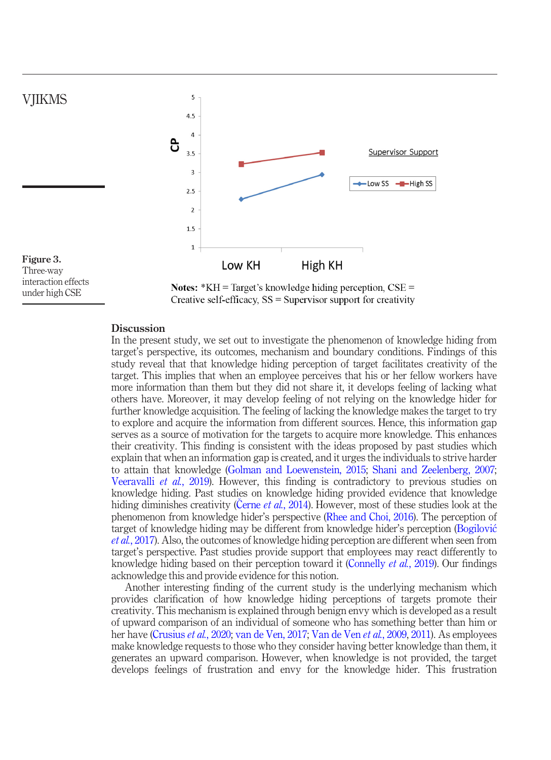Figure 3.
Three-way interaction effects under high CSE

**Notes:** *KH = Target's knowledge hiding perception, CSE = Creative self-efficacy, SS = Supervisor support for creativity

## Discussion

In the present study, we set out to investigate the phenomenon of knowledge hiding from target's perspective, its outcomes, mechanism and boundary conditions. Findings of this study reveal that that knowledge hiding perception of target facilitates creativity of the target. This implies that when an employee perceives that his or her fellow workers have more information than them but they did not share it, it develops feeling of lacking what others have. Moreover, it may develop feeling of not relying on the knowledge hider for further knowledge acquisition. The feeling of lacking the knowledge makes the target to try to explore and acquire the information from different sources. Hence, this information gap serves as a source of motivation for the targets to acquire more knowledge. This enhances their creativity. This finding is consistent with the ideas proposed by past studies which explain that when an information gap is created, and it urges the individuals to strive harder to attain that knowledge (Golman and Loewenstein, 2015; Shani and Zeelenberg, 2007; Veeravalli *et al.*, 2019). However, this finding is contradictory to previous studies on knowledge hiding. Past studies on knowledge hiding provided evidence that knowledge hiding diminishes creativity (Černe *et al.*, 2014). However, most of these studies look at the phenomenon from knowledge hider's perspective (Rhee and Choi, 2016). The perception of target of knowledge hiding may be different from knowledge hider's perception (Bogilović *et al.*, 2017). Also, the outcomes of knowledge hiding perception are different when seen from target's perspective. Past studies provide support that employees may react differently to knowledge hiding based on their perception toward it (Connelly *et al.*, 2019). Our findings acknowledge this and provide evidence for this notion.

Another interesting finding of the current study is the underlying mechanism which provides clarification of how knowledge hiding perceptions of targets promote their creativity. This mechanism is explained through benign envy which is developed as a result of upward comparison of an individual of someone who has something better than him or her have (Crusius *et al.*, 2020; van de Ven, 2017; Van de Ven *et al.*, 2009, 2011). As employees make knowledge requests to those who they consider having better knowledge than them, it generates an upward comparison. However, when knowledge is not provided, the target develops feelings of frustration and envy for the knowledge hider. This frustration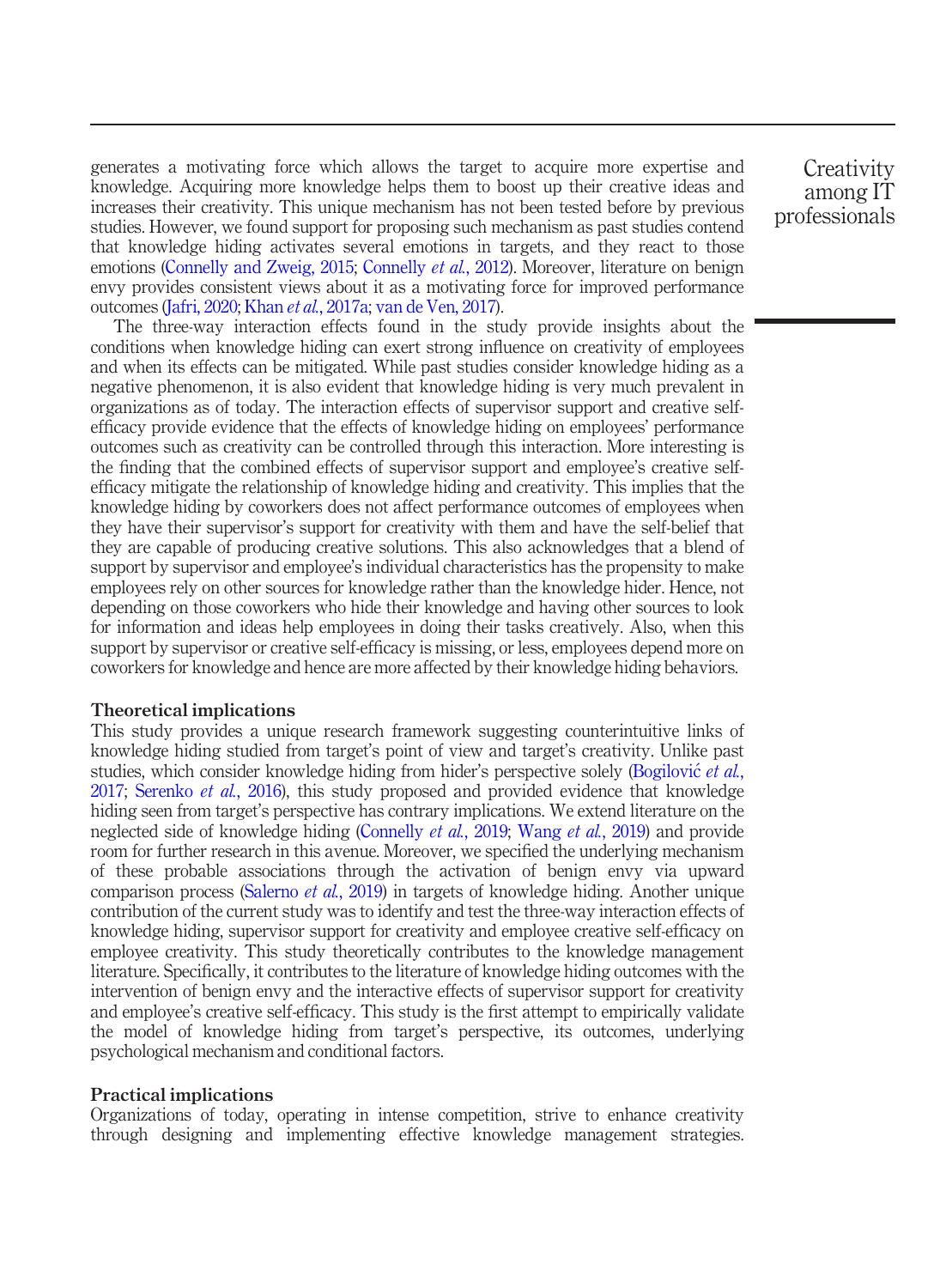generates a motivating force which allows the target to acquire more expertise and knowledge. Acquiring more knowledge helps them to boost up their creative ideas and increases their creativity. This unique mechanism has not been tested before by previous studies. However, we found support for proposing such mechanism as past studies contend that knowledge hiding activates several emotions in targets, and they react to those emotions (Connelly and Zweig, 2015; Connelly *et al.*, 2012). Moreover, literature on benign envy provides consistent views about it as a motivating force for improved performance outcomes (Jafri, 2020; Khan *et al.*, 2017a; van de Ven, 2017).

The three-way interaction effects found in the study provide insights about the conditions when knowledge hiding can exert strong influence on creativity of employees and when its effects can be mitigated. While past studies consider knowledge hiding as a negative phenomenon, it is also evident that knowledge hiding is very much prevalent in organizations as of today. The interaction effects of supervisor support and creative self-efficacy provide evidence that the effects of knowledge hiding on employees' performance outcomes such as creativity can be controlled through this interaction. More interesting is the finding that the combined effects of supervisor support and employee's creative self-efficacy mitigate the relationship of knowledge hiding and creativity. This implies that the knowledge hiding by coworkers does not affect performance outcomes of employees when they have their supervisor's support for creativity with them and have the self-belief that they are capable of producing creative solutions. This also acknowledges that a blend of support by supervisor and employee's individual characteristics has the propensity to make employees rely on other sources for knowledge rather than the knowledge hider. Hence, not depending on those coworkers who hide their knowledge and having other sources to look for information and ideas help employees in doing their tasks creatively. Also, when this support by supervisor or creative self-efficacy is missing, or less, employees depend more on coworkers for knowledge and hence are more affected by their knowledge hiding behaviors.

## Theoretical implications

This study provides a unique research framework suggesting counterintuitive links of knowledge hiding studied from target's point of view and target's creativity. Unlike past studies, which consider knowledge hiding from hider's perspective solely (Bogilović *et al.*, 2017; Serenko *et al.*, 2016), this study proposed and provided evidence that knowledge hiding seen from target's perspective has contrary implications. We extend literature on the neglected side of knowledge hiding (Connelly *et al.*, 2019; Wang *et al.*, 2019) and provide room for further research in this avenue. Moreover, we specified the underlying mechanism of these probable associations through the activation of benign envy via upward comparison process (Salerno *et al.*, 2019) in targets of knowledge hiding. Another unique contribution of the current study was to identify and test the three-way interaction effects of knowledge hiding, supervisor support for creativity and employee creative self-efficacy on employee creativity. This study theoretically contributes to the knowledge management literature. Specifically, it contributes to the literature of knowledge hiding outcomes with the intervention of benign envy and the interactive effects of supervisor support for creativity and employee's creative self-efficacy. This study is the first attempt to empirically validate the model of knowledge hiding from target's perspective, its outcomes, underlying psychological mechanism and conditional factors.

## Practical implications

Organizations of today, operating in intense competition, strive to enhance creativity through designing and implementing effective knowledge management strategies.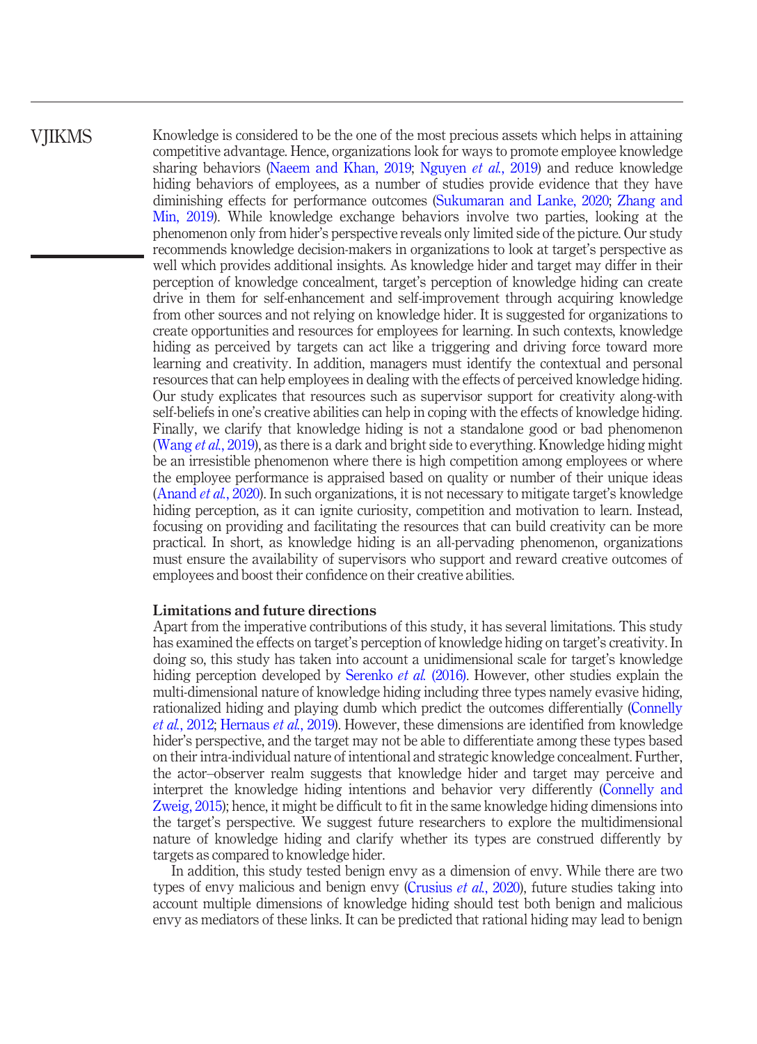Knowledge is considered to be the one of the most precious assets which helps in attaining competitive advantage. Hence, organizations look for ways to promote employee knowledge sharing behaviors (Naeem and Khan, 2019; Nguyen *et al.*, 2019) and reduce knowledge hiding behaviors of employees, as a number of studies provide evidence that they have diminishing effects for performance outcomes (Sukumaran and Lanke, 2020; Zhang and Min, 2019). While knowledge exchange behaviors involve two parties, looking at the phenomenon only from hider's perspective reveals only limited side of the picture. Our study recommends knowledge decision-makers in organizations to look at target's perspective as well which provides additional insights. As knowledge hider and target may differ in their perception of knowledge concealment, target's perception of knowledge hiding can create drive in them for self-enhancement and self-improvement through acquiring knowledge from other sources and not relying on knowledge hider. It is suggested for organizations to create opportunities and resources for employees for learning. In such contexts, knowledge hiding as perceived by targets can act like a triggering and driving force toward more learning and creativity. In addition, managers must identify the contextual and personal resources that can help employees in dealing with the effects of perceived knowledge hiding. Our study explicates that resources such as supervisor support for creativity along-with self-beliefs in one's creative abilities can help in coping with the effects of knowledge hiding. Finally, we clarify that knowledge hiding is not a standalone good or bad phenomenon (Wang *et al.*, 2019), as there is a dark and bright side to everything. Knowledge hiding might be an irresistible phenomenon where there is high competition among employees or where the employee performance is appraised based on quality or number of their unique ideas (Anand *et al.*, 2020). In such organizations, it is not necessary to mitigate target's knowledge hiding perception, as it can ignite curiosity, competition and motivation to learn. Instead, focusing on providing and facilitating the resources that can build creativity can be more practical. In short, as knowledge hiding is an all-pervading phenomenon, organizations must ensure the availability of supervisors who support and reward creative outcomes of employees and boost their confidence on their creative abilities.

## Limitations and future directions

Apart from the imperative contributions of this study, it has several limitations. This study has examined the effects on target's perception of knowledge hiding on target's creativity. In doing so, this study has taken into account a unidimensional scale for target's knowledge hiding perception developed by Serenko *et al.* (2016). However, other studies explain the multi-dimensional nature of knowledge hiding including three types namely evasive hiding, rationalized hiding and playing dumb which predict the outcomes differentially (Connelly *et al.*, 2012; Hernaus *et al.*, 2019). However, these dimensions are identified from knowledge hider's perspective, and the target may not be able to differentiate among these types based on their intra-individual nature of intentional and strategic knowledge concealment. Further, the actor–observer realm suggests that knowledge hider and target may perceive and interpret the knowledge hiding intentions and behavior very differently (Connelly and Zweig, 2015); hence, it might be difficult to fit in the same knowledge hiding dimensions into the target's perspective. We suggest future researchers to explore the multidimensional nature of knowledge hiding and clarify whether its types are construed differently by targets as compared to knowledge hider.

In addition, this study tested benign envy as a dimension of envy. While there are two types of envy malicious and benign envy (Crusius *et al.*, 2020), future studies taking into account multiple dimensions of knowledge hiding should test both benign and malicious envy as mediators of these links. It can be predicted that rational hiding may lead to benign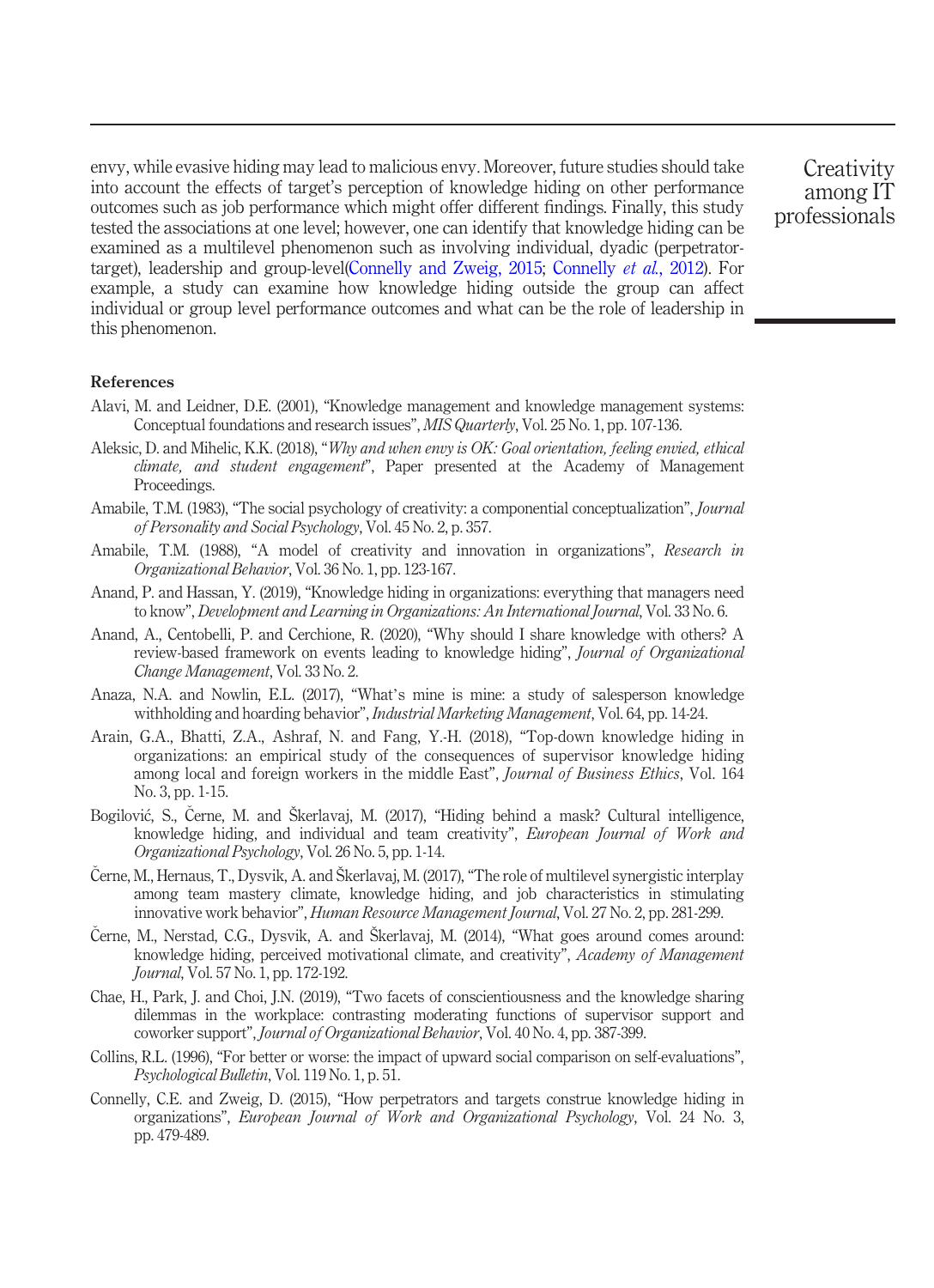envy, while evasive hiding may lead to malicious envy. Moreover, future studies should take into account the effects of target's perception of knowledge hiding on other performance outcomes such as job performance which might offer different findings. Finally, this study tested the associations at one level; however, one can identify that knowledge hiding can be examined as a multilevel phenomenon such as involving individual, dyadic (perpetrator-target), leadership and group-level(Connelly and Zweig, 2015; Connelly *et al.*, 2012). For example, a study can examine how knowledge hiding outside the group can affect individual or group level performance outcomes and what can be the role of leadership in this phenomenon.

## References

Alavi, M. and Leidner, D.E. (2001), "Knowledge management and knowledge management systems: Conceptual foundations and research issues", *MIS Quarterly*, Vol. 25 No. 1, pp. 107-136.

Aleksic, D. and Mihelic, K.K. (2018), "*Why and when envy is OK: Goal orientation, feeling envied, ethical climate, and student engagement*", Paper presented at the Academy of Management Proceedings.

Amabile, T.M. (1983), "The social psychology of creativity: a componential conceptualization", *Journal of Personality and Social Psychology*, Vol. 45 No. 2, p. 357.

Amabile, T.M. (1988), "A model of creativity and innovation in organizations", *Research in Organizational Behavior*, Vol. 36 No. 1, pp. 123-167.

Anand, P. and Hassan, Y. (2019), "Knowledge hiding in organizations: everything that managers need to know", *Development and Learning in Organizations: An International Journal*, Vol. 33 No. 6.

Anand, A., Centobelli, P. and Cerchione, R. (2020), "Why should I share knowledge with others? A review-based framework on events leading to knowledge hiding", *Journal of Organizational Change Management*, Vol. 33 No. 2.

Anaza, N.A. and Nowlin, E.L. (2017), "What's mine is mine: a study of salesperson knowledge withholding and hoarding behavior", *Industrial Marketing Management*, Vol. 64, pp. 14-24.

Arain, G.A., Bhatti, Z.A., Ashraf, N. and Fang, Y.-H. (2018), "Top-down knowledge hiding in organizations: an empirical study of the consequences of supervisor knowledge hiding among local and foreign workers in the middle East", *Journal of Business Ethics*, Vol. 164 No. 3, pp. 1-15.

Bogilović, S., Černe, M. and Škerlavaj, M. (2017), "Hiding behind a mask? Cultural intelligence, knowledge hiding, and individual and team creativity", *European Journal of Work and Organizational Psychology*, Vol. 26 No. 5, pp. 1-14.

Černe, M., Hernaus, T., Dysvik, A. and Škerlavaj, M. (2017), "The role of multilevel synergistic interplay among team mastery climate, knowledge hiding, and job characteristics in stimulating innovative work behavior", *Human Resource Management Journal*, Vol. 27 No. 2, pp. 281-299.

Černe, M., Nerstad, C.G., Dysvik, A. and Škerlavaj, M. (2014), "What goes around comes around: knowledge hiding, perceived motivational climate, and creativity", *Academy of Management Journal*, Vol. 57 No. 1, pp. 172-192.

Chae, H., Park, J. and Choi, J.N. (2019), "Two facets of conscientiousness and the knowledge sharing dilemmas in the workplace: contrasting moderating functions of supervisor support and coworker support", *Journal of Organizational Behavior*, Vol. 40 No. 4, pp. 387-399.

Collins, R.L. (1996), "For better or worse: the impact of upward social comparison on self-evaluations", *Psychological Bulletin*, Vol. 119 No. 1, p. 51.

Connelly, C.E. and Zweig, D. (2015), "How perpetrators and targets construe knowledge hiding in organizations", *European Journal of Work and Organizational Psychology*, Vol. 24 No. 3, pp. 479-489.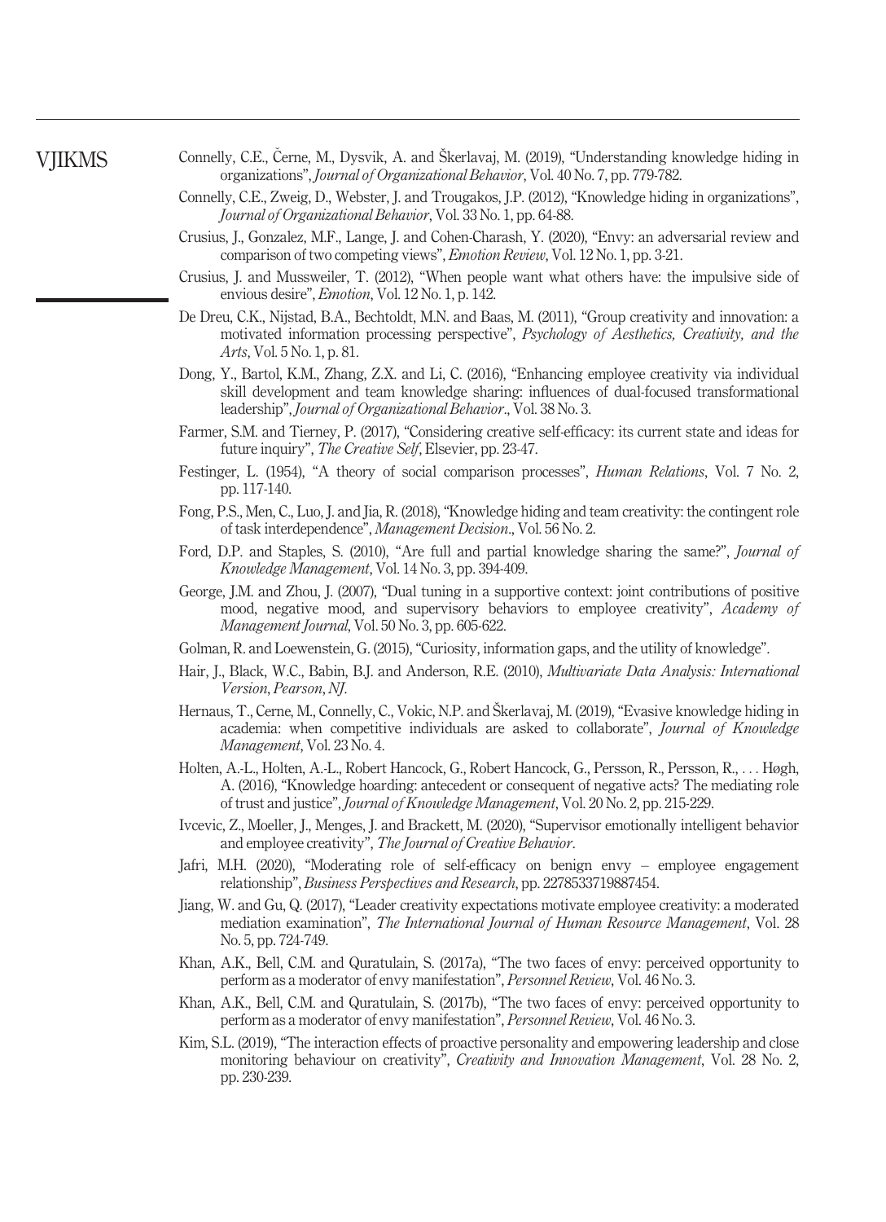Connelly, C.E., Černe, M., Dysvik, A. and Škerlavaj, M. (2019), "Understanding knowledge hiding in organizations", *Journal of Organizational Behavior*, Vol. 40 No. 7, pp. 779-782.

Connelly, C.E., Zweig, D., Webster, J. and Trougakos, J.P. (2012), "Knowledge hiding in organizations", *Journal of Organizational Behavior*, Vol. 33 No. 1, pp. 64-88.

Crusius, J., Gonzalez, M.F., Lange, J. and Cohen-Charash, Y. (2020), "Envy: an adversarial review and comparison of two competing views", *Emotion Review*, Vol. 12 No. 1, pp. 3-21.

Crusius, J. and Mussweiler, T. (2012), "When people want what others have: the impulsive side of envious desire", *Emotion*, Vol. 12 No. 1, p. 142.

De Dreu, C.K., Nijstad, B.A., Bechtoldt, M.N. and Baas, M. (2011), "Group creativity and innovation: a motivated information processing perspective", *Psychology of Aesthetics, Creativity, and the Arts*, Vol. 5 No. 1, p. 81.

Dong, Y., Bartol, K.M., Zhang, Z.X. and Li, C. (2016), "Enhancing employee creativity via individual skill development and team knowledge sharing: influences of dual-focused transformational leadership", *Journal of Organizational Behavior*., Vol. 38 No. 3.

Farmer, S.M. and Tierney, P. (2017), "Considering creative self-efficacy: its current state and ideas for future inquiry", *The Creative Self*, Elsevier, pp. 23-47.

Festinger, L. (1954), "A theory of social comparison processes", *Human Relations*, Vol. 7 No. 2, pp. 117-140.

Fong, P.S., Men, C., Luo, J. and Jia, R. (2018), "Knowledge hiding and team creativity: the contingent role of task interdependence", *Management Decision*., Vol. 56 No. 2.

Ford, D.P. and Staples, S. (2010), "Are full and partial knowledge sharing the same?", *Journal of Knowledge Management*, Vol. 14 No. 3, pp. 394-409.

George, J.M. and Zhou, J. (2007), "Dual tuning in a supportive context: joint contributions of positive mood, negative mood, and supervisory behaviors to employee creativity", *Academy of Management Journal*, Vol. 50 No. 3, pp. 605-622.

Golman, R. and Loewenstein, G. (2015), "Curiosity, information gaps, and the utility of knowledge".

Hair, J., Black, W.C., Babin, B.J. and Anderson, R.E. (2010), *Multivariate Data Analysis: International Version*, *Pearson*, *NJ*.

Hernaus, T., Cerne, M., Connelly, C., Vokic, N.P. and Škerlavaj, M. (2019), "Evasive knowledge hiding in academia: when competitive individuals are asked to collaborate", *Journal of Knowledge Management*, Vol. 23 No. 4.

Holten, A.-L., Holten, A.-L., Robert Hancock, G., Robert Hancock, G., Persson, R., Persson, R., . . . Høgh, A. (2016), "Knowledge hoarding: antecedent or consequent of negative acts? The mediating role of trust and justice", *Journal of Knowledge Management*, Vol. 20 No. 2, pp. 215-229.

Ivcevic, Z., Moeller, J., Menges, J. and Brackett, M. (2020), "Supervisor emotionally intelligent behavior and employee creativity", *The Journal of Creative Behavior*.

Jafri, M.H. (2020), "Moderating role of self-efficacy on benign envy – employee engagement relationship", *Business Perspectives and Research*, pp. 2278533719887454.

Jiang, W. and Gu, Q. (2017), "Leader creativity expectations motivate employee creativity: a moderated mediation examination", *The International Journal of Human Resource Management*, Vol. 28 No. 5, pp. 724-749.

Khan, A.K., Bell, C.M. and Quratulain, S. (2017a), "The two faces of envy: perceived opportunity to perform as a moderator of envy manifestation", *Personnel Review*, Vol. 46 No. 3.

Khan, A.K., Bell, C.M. and Quratulain, S. (2017b), "The two faces of envy: perceived opportunity to perform as a moderator of envy manifestation", *Personnel Review*, Vol. 46 No. 3.

Kim, S.L. (2019), "The interaction effects of proactive personality and empowering leadership and close monitoring behaviour on creativity", *Creativity and Innovation Management*, Vol. 28 No. 2, pp. 230-239.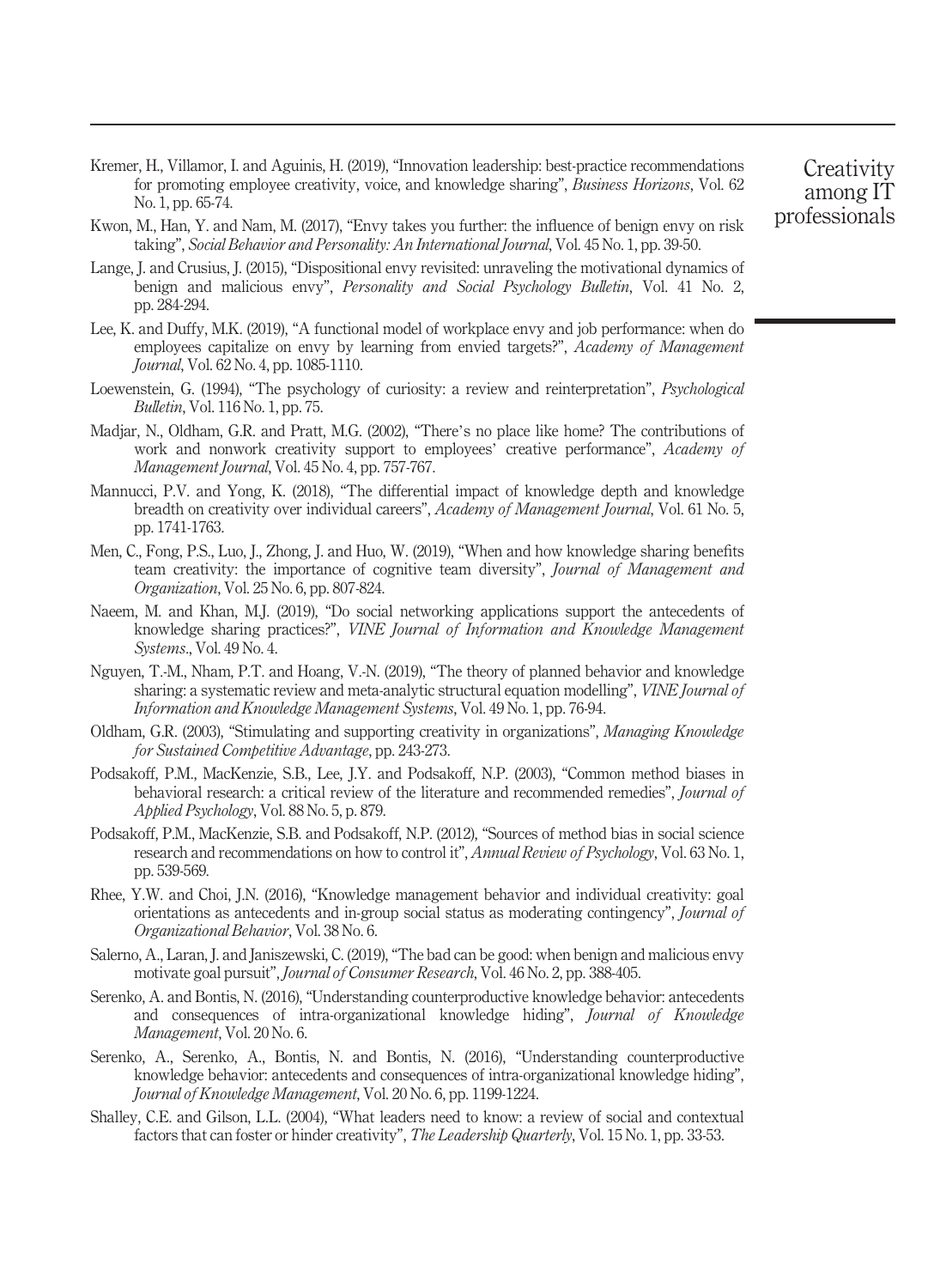Kremer, H., Villamor, I. and Aguinis, H. (2019), "Innovation leadership: best-practice recommendations for promoting employee creativity, voice, and knowledge sharing", *Business Horizons*, Vol. 62 No. 1, pp. 65-74.

Kwon, M., Han, Y. and Nam, M. (2017), "Envy takes you further: the influence of benign envy on risk taking", *Social Behavior and Personality: An International Journal*, Vol. 45 No. 1, pp. 39-50.

Lange, J. and Crusius, J. (2015), "Dispositional envy revisited: unraveling the motivational dynamics of benign and malicious envy", *Personality and Social Psychology Bulletin*, Vol. 41 No. 2, pp. 284-294.

Lee, K. and Duffy, M.K. (2019), "A functional model of workplace envy and job performance: when do employees capitalize on envy by learning from envied targets?", *Academy of Management Journal*, Vol. 62 No. 4, pp. 1085-1110.

Loewenstein, G. (1994), "The psychology of curiosity: a review and reinterpretation", *Psychological Bulletin*, Vol. 116 No. 1, pp. 75.

Madjar, N., Oldham, G.R. and Pratt, M.G. (2002), "There's no place like home? The contributions of work and nonwork creativity support to employees' creative performance", *Academy of Management Journal*, Vol. 45 No. 4, pp. 757-767.

Mannucci, P.V. and Yong, K. (2018), "The differential impact of knowledge depth and knowledge breadth on creativity over individual careers", *Academy of Management Journal*, Vol. 61 No. 5, pp. 1741-1763.

Men, C., Fong, P.S., Luo, J., Zhong, J. and Huo, W. (2019), "When and how knowledge sharing benefits team creativity: the importance of cognitive team diversity", *Journal of Management and Organization*, Vol. 25 No. 6, pp. 807-824.

Naeem, M. and Khan, M.J. (2019), "Do social networking applications support the antecedents of knowledge sharing practices?", *VINE Journal of Information and Knowledge Management Systems*., Vol. 49 No. 4.

Nguyen, T.-M., Nham, P.T. and Hoang, V.-N. (2019), "The theory of planned behavior and knowledge sharing: a systematic review and meta-analytic structural equation modelling", *VINE Journal of Information and Knowledge Management Systems*, Vol. 49 No. 1, pp. 76-94.

Oldham, G.R. (2003), "Stimulating and supporting creativity in organizations", *Managing Knowledge for Sustained Competitive Advantage*, pp. 243-273.

Podsakoff, P.M., MacKenzie, S.B., Lee, J.Y. and Podsakoff, N.P. (2003), "Common method biases in behavioral research: a critical review of the literature and recommended remedies", *Journal of Applied Psychology*, Vol. 88 No. 5, p. 879.

Podsakoff, P.M., MacKenzie, S.B. and Podsakoff, N.P. (2012), "Sources of method bias in social science research and recommendations on how to control it", *Annual Review of Psychology*, Vol. 63 No. 1, pp. 539-569.

Rhee, Y.W. and Choi, J.N. (2016), "Knowledge management behavior and individual creativity: goal orientations as antecedents and in-group social status as moderating contingency", *Journal of Organizational Behavior*, Vol. 38 No. 6.

Salerno, A., Laran, J. and Janiszewski, C. (2019), "The bad can be good: when benign and malicious envy motivate goal pursuit", *Journal of Consumer Research*, Vol. 46 No. 2, pp. 388-405.

Serenko, A. and Bontis, N. (2016), "Understanding counterproductive knowledge behavior: antecedents and consequences of intra-organizational knowledge hiding", *Journal of Knowledge Management*, Vol. 20 No. 6.

Serenko, A., Serenko, A., Bontis, N. and Bontis, N. (2016), "Understanding counterproductive knowledge behavior: antecedents and consequences of intra-organizational knowledge hiding", *Journal of Knowledge Management*, Vol. 20 No. 6, pp. 1199-1224.

Shalley, C.E. and Gilson, L.L. (2004), "What leaders need to know: a review of social and contextual factors that can foster or hinder creativity", *The Leadership Quarterly*, Vol. 15 No. 1, pp. 33-53.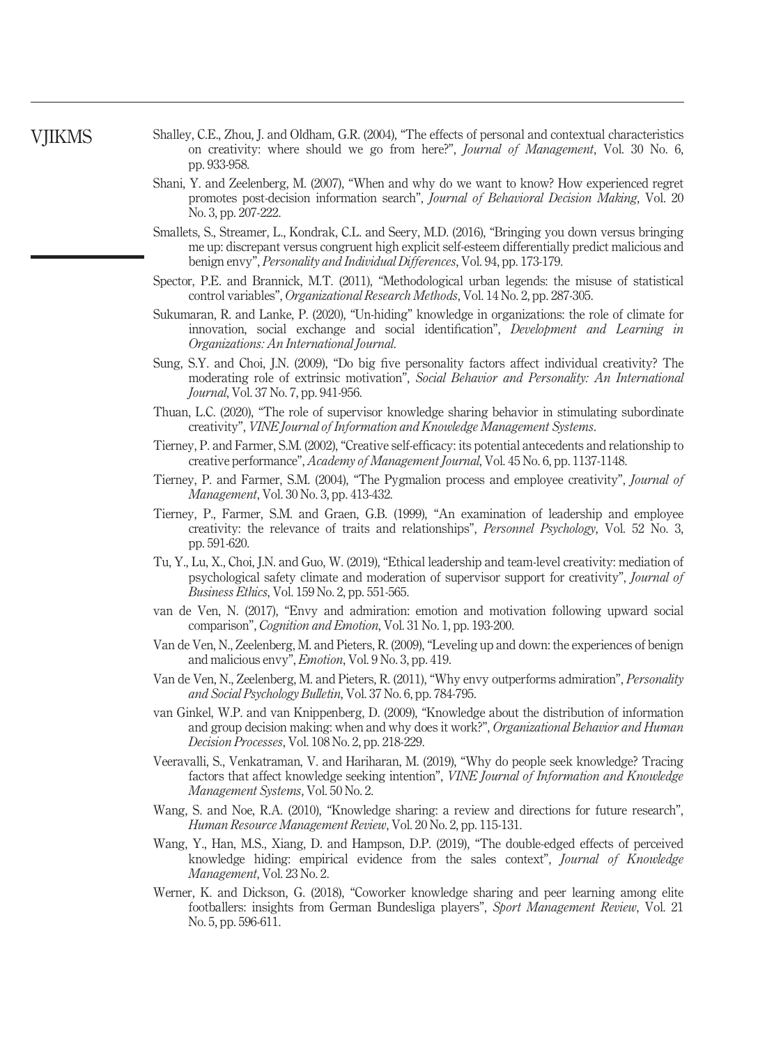Shalley, C.E., Zhou, J. and Oldham, G.R. (2004), "The effects of personal and contextual characteristics on creativity: where should we go from here?", *Journal of Management*, Vol. 30 No. 6, pp. 933-958.

Shani, Y. and Zeelenberg, M. (2007), "When and why do we want to know? How experienced regret promotes post-decision information search", *Journal of Behavioral Decision Making*, Vol. 20 No. 3, pp. 207-222.

Smallets, S., Streamer, L., Kondrak, C.L. and Seery, M.D. (2016), "Bringing you down versus bringing me up: discrepant versus congruent high explicit self-esteem differentially predict malicious and benign envy", *Personality and Individual Differences*, Vol. 94, pp. 173-179.

Spector, P.E. and Brannick, M.T. (2011), "Methodological urban legends: the misuse of statistical control variables", *Organizational Research Methods*, Vol. 14 No. 2, pp. 287-305.

Sukumaran, R. and Lanke, P. (2020), "Un-hiding" knowledge in organizations: the role of climate for innovation, social exchange and social identification", *Development and Learning in Organizations: An International Journal*.

Sung, S.Y. and Choi, J.N. (2009), "Do big five personality factors affect individual creativity? The moderating role of extrinsic motivation", *Social Behavior and Personality: An International Journal*, Vol. 37 No. 7, pp. 941-956.

Thuan, L.C. (2020), "The role of supervisor knowledge sharing behavior in stimulating subordinate creativity", *VINE Journal of Information and Knowledge Management Systems*.

Tierney, P. and Farmer, S.M. (2002), "Creative self-efficacy: its potential antecedents and relationship to creative performance", *Academy of Management Journal*, Vol. 45 No. 6, pp. 1137-1148.

Tierney, P. and Farmer, S.M. (2004), "The Pygmalion process and employee creativity", *Journal of Management*, Vol. 30 No. 3, pp. 413-432.

Tierney, P., Farmer, S.M. and Graen, G.B. (1999), "An examination of leadership and employee creativity: the relevance of traits and relationships", *Personnel Psychology*, Vol. 52 No. 3, pp. 591-620.

Tu, Y., Lu, X., Choi, J.N. and Guo, W. (2019), "Ethical leadership and team-level creativity: mediation of psychological safety climate and moderation of supervisor support for creativity", *Journal of Business Ethics*, Vol. 159 No. 2, pp. 551-565.

van de Ven, N. (2017), "Envy and admiration: emotion and motivation following upward social comparison", *Cognition and Emotion*, Vol. 31 No. 1, pp. 193-200.

Van de Ven, N., Zeelenberg, M. and Pieters, R. (2009), "Leveling up and down: the experiences of benign and malicious envy", *Emotion*, Vol. 9 No. 3, pp. 419.

Van de Ven, N., Zeelenberg, M. and Pieters, R. (2011), "Why envy outperforms admiration", *Personality and Social Psychology Bulletin*, Vol. 37 No. 6, pp. 784-795.

van Ginkel, W.P. and van Knippenberg, D. (2009), "Knowledge about the distribution of information and group decision making: when and why does it work?", *Organizational Behavior and Human Decision Processes*, Vol. 108 No. 2, pp. 218-229.

Veeravalli, S., Venkatraman, V. and Hariharan, M. (2019), "Why do people seek knowledge? Tracing factors that affect knowledge seeking intention", *VINE Journal of Information and Knowledge Management Systems*, Vol. 50 No. 2.

Wang, S. and Noe, R.A. (2010), "Knowledge sharing: a review and directions for future research", *Human Resource Management Review*, Vol. 20 No. 2, pp. 115-131.

Wang, Y., Han, M.S., Xiang, D. and Hampson, D.P. (2019), "The double-edged effects of perceived knowledge hiding: empirical evidence from the sales context", *Journal of Knowledge Management*, Vol. 23 No. 2.

Werner, K. and Dickson, G. (2018), "Coworker knowledge sharing and peer learning among elite footballers: insights from German Bundesliga players", *Sport Management Review*, Vol. 21 No. 5, pp. 596-611.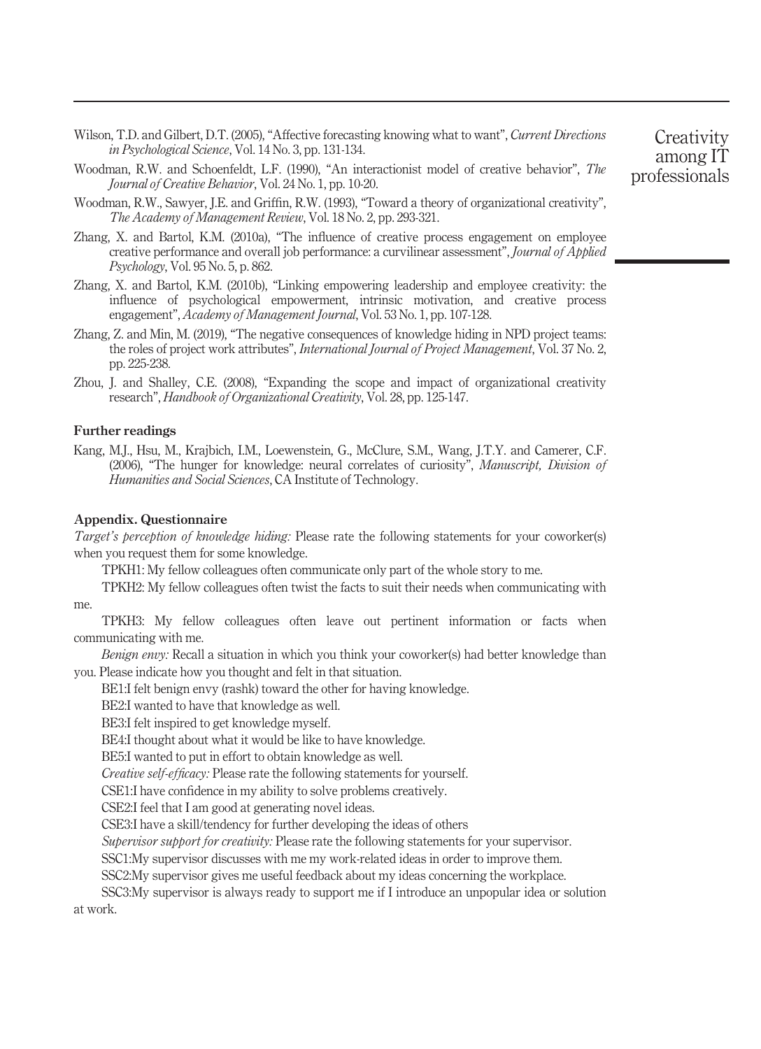Wilson, T.D. and Gilbert, D.T. (2005), "Affective forecasting knowing what to want", *Current Directions in Psychological Science*, Vol. 14 No. 3, pp. 131-134.

Woodman, R.W. and Schoenfeldt, L.F. (1990), "An interactionist model of creative behavior", *The Journal of Creative Behavior*, Vol. 24 No. 1, pp. 10-20.

Woodman, R.W., Sawyer, J.E. and Griffin, R.W. (1993), "Toward a theory of organizational creativity", *The Academy of Management Review*, Vol. 18 No. 2, pp. 293-321.

Zhang, X. and Bartol, K.M. (2010a), "The influence of creative process engagement on employee creative performance and overall job performance: a curvilinear assessment", *Journal of Applied Psychology*, Vol. 95 No. 5, p. 862.

Zhang, X. and Bartol, K.M. (2010b), "Linking empowering leadership and employee creativity: the influence of psychological empowerment, intrinsic motivation, and creative process engagement", *Academy of Management Journal*, Vol. 53 No. 1, pp. 107-128.

Zhang, Z. and Min, M. (2019), "The negative consequences of knowledge hiding in NPD project teams: the roles of project work attributes", *International Journal of Project Management*, Vol. 37 No. 2, pp. 225-238.

Zhou, J. and Shalley, C.E. (2008), "Expanding the scope and impact of organizational creativity research", *Handbook of Organizational Creativity*, Vol. 28, pp. 125-147.

## Further readings

Kang, M.J., Hsu, M., Krajbich, I.M., Loewenstein, G., McClure, S.M., Wang, J.T.Y. and Camerer, C.F. (2006), "The hunger for knowledge: neural correlates of curiosity", *Manuscript, Division of Humanities and Social Sciences*, CA Institute of Technology.

## Appendix. Questionnaire

*Target's perception of knowledge hiding:* Please rate the following statements for your coworker(s) when you request them for some knowledge.

TPKH1: My fellow colleagues often communicate only part of the whole story to me.

TPKH2: My fellow colleagues often twist the facts to suit their needs when communicating with me.

TPKH3: My fellow colleagues often leave out pertinent information or facts when communicating with me.

*Benign envy:* Recall a situation in which you think your coworker(s) had better knowledge than you. Please indicate how you thought and felt in that situation.

BE1:I felt benign envy (rashk) toward the other for having knowledge.

BE2:I wanted to have that knowledge as well.

BE3:I felt inspired to get knowledge myself.

BE4:I thought about what it would be like to have knowledge.

BE5:I wanted to put in effort to obtain knowledge as well.

*Creative self-efficacy:* Please rate the following statements for yourself.

CSE1:I have confidence in my ability to solve problems creatively.

CSE2:I feel that I am good at generating novel ideas.

CSE3:I have a skill/tendency for further developing the ideas of others

*Supervisor support for creativity:* Please rate the following statements for your supervisor.

SSC1:My supervisor discusses with me my work-related ideas in order to improve them.

SSC2:My supervisor gives me useful feedback about my ideas concerning the workplace.

SSC3:My supervisor is always ready to support me if I introduce an unpopular idea or solution at work.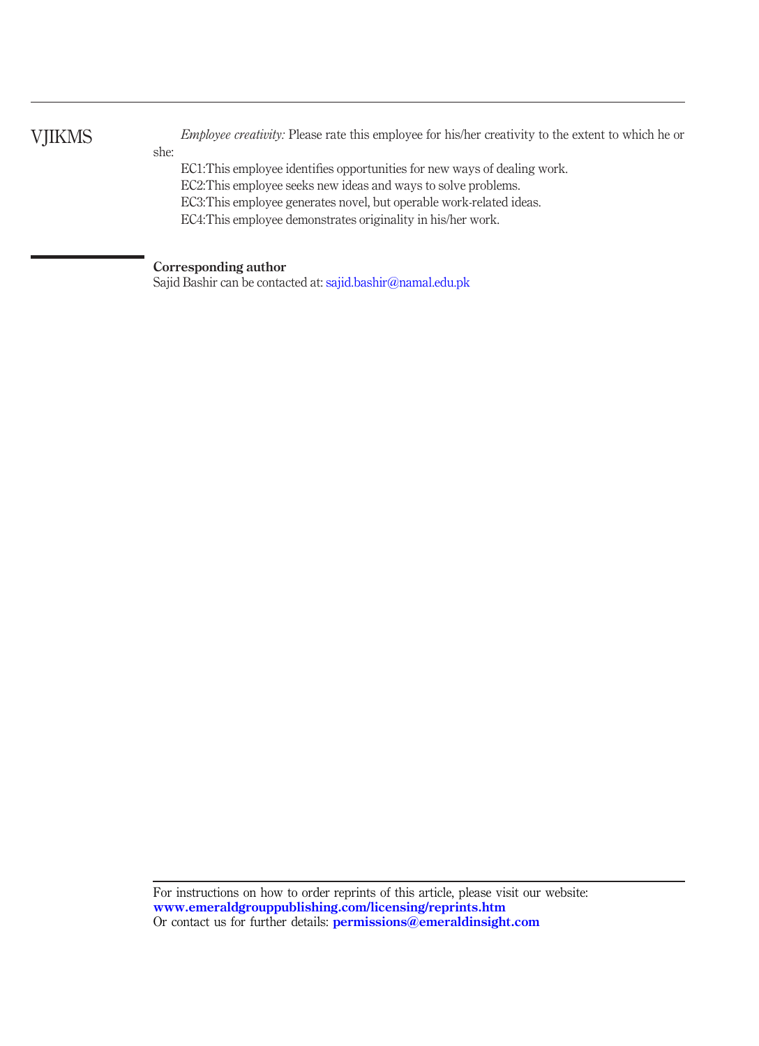*Employee creativity:* Please rate this employee for his/her creativity to the extent to which he or she:

EC1:This employee identifies opportunities for new ways of dealing work.

EC2:This employee seeks new ideas and ways to solve problems.

EC3:This employee generates novel, but operable work-related ideas.

EC4:This employee demonstrates originality in his/her work.

**Corresponding author**

Sajid Bashir can be contacted at: sajid.bashir@namal.edu.pk

For instructions on how to order reprints of this article, please visit our website:
**www.emeraldgrouppublishing.com/licensing/reprints.htm**
Or contact us for further details: **permissions@emeraldinsight.com**